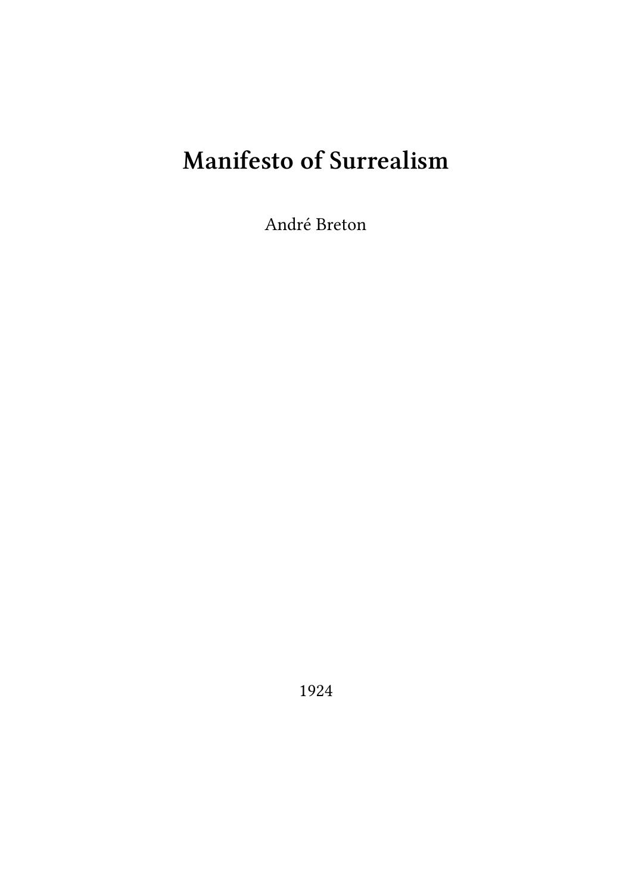# Manifesto of Surrealism

André Breton

1924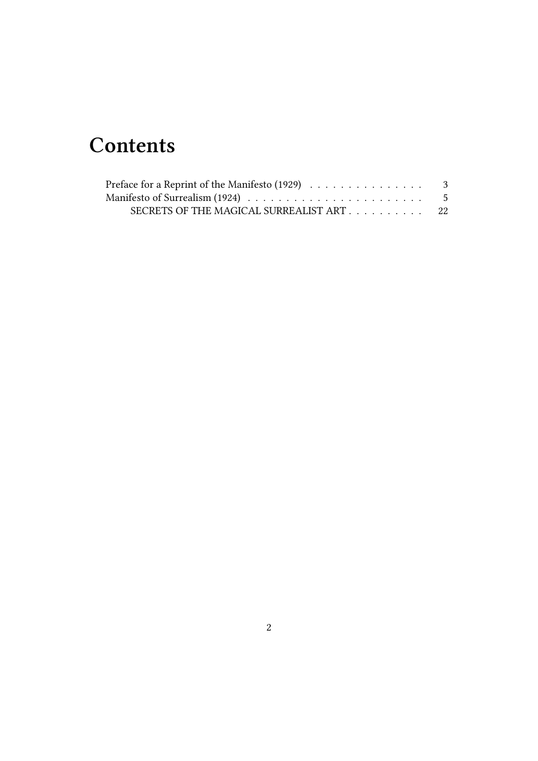# Contents

- Preface for a Reprint of the Manifesto (1929) . . . . . . . . . . . . . . . 3
- Manifesto of Surrealism (1924) . . . . . . . . . . . . . . . . . . . . . . . 5
  - SECRETS OF THE MAGICAL SURREALIST ART . . . . . . . . . . 22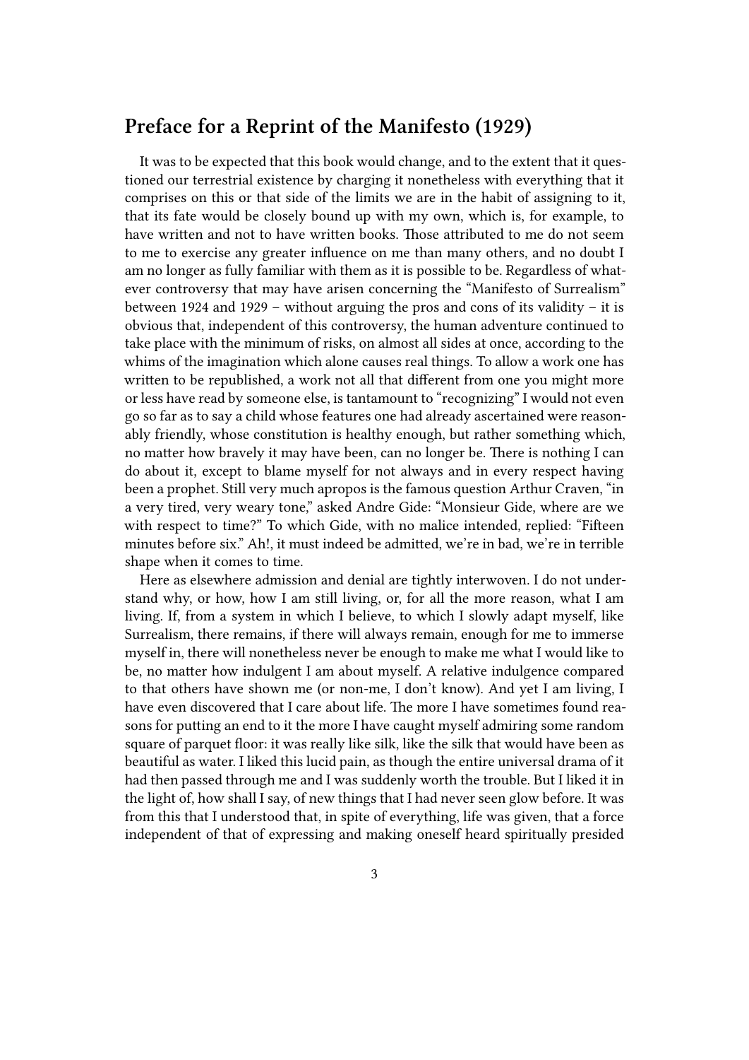## Preface for a Reprint of the Manifesto (1929)

It was to be expected that this book would change, and to the extent that it questioned our terrestrial existence by charging it nonetheless with everything that it comprises on this or that side of the limits we are in the habit of assigning to it, that its fate would be closely bound up with my own, which is, for example, to have written and not to have written books. Those attributed to me do not seem to me to exercise any greater influence on me than many others, and no doubt I am no longer as fully familiar with them as it is possible to be. Regardless of whatever controversy that may have arisen concerning the "Manifesto of Surrealism" between 1924 and 1929 – without arguing the pros and cons of its validity – it is obvious that, independent of this controversy, the human adventure continued to take place with the minimum of risks, on almost all sides at once, according to the whims of the imagination which alone causes real things. To allow a work one has written to be republished, a work not all that different from one you might more or less have read by someone else, is tantamount to "recognizing" I would not even go so far as to say a child whose features one had already ascertained were reasonably friendly, whose constitution is healthy enough, but rather something which, no matter how bravely it may have been, can no longer be. There is nothing I can do about it, except to blame myself for not always and in every respect having been a prophet. Still very much apropos is the famous question Arthur Craven, "in a very tired, very weary tone," asked Andre Gide: "Monsieur Gide, where are we with respect to time?" To which Gide, with no malice intended, replied: "Fifteen minutes before six." Ah!, it must indeed be admitted, we're in bad, we're in terrible shape when it comes to time.

Here as elsewhere admission and denial are tightly interwoven. I do not understand why, or how, how I am still living, or, for all the more reason, what I am living. If, from a system in which I believe, to which I slowly adapt myself, like Surrealism, there remains, if there will always remain, enough for me to immerse myself in, there will nonetheless never be enough to make me what I would like to be, no matter how indulgent I am about myself. A relative indulgence compared to that others have shown me (or non-me, I don't know). And yet I am living, I have even discovered that I care about life. The more I have sometimes found reasons for putting an end to it the more I have caught myself admiring some random square of parquet floor: it was really like silk, like the silk that would have been as beautiful as water. I liked this lucid pain, as though the entire universal drama of it had then passed through me and I was suddenly worth the trouble. But I liked it in the light of, how shall I say, of new things that I had never seen glow before. It was from this that I understood that, in spite of everything, life was given, that a force independent of that of expressing and making oneself heard spiritually presided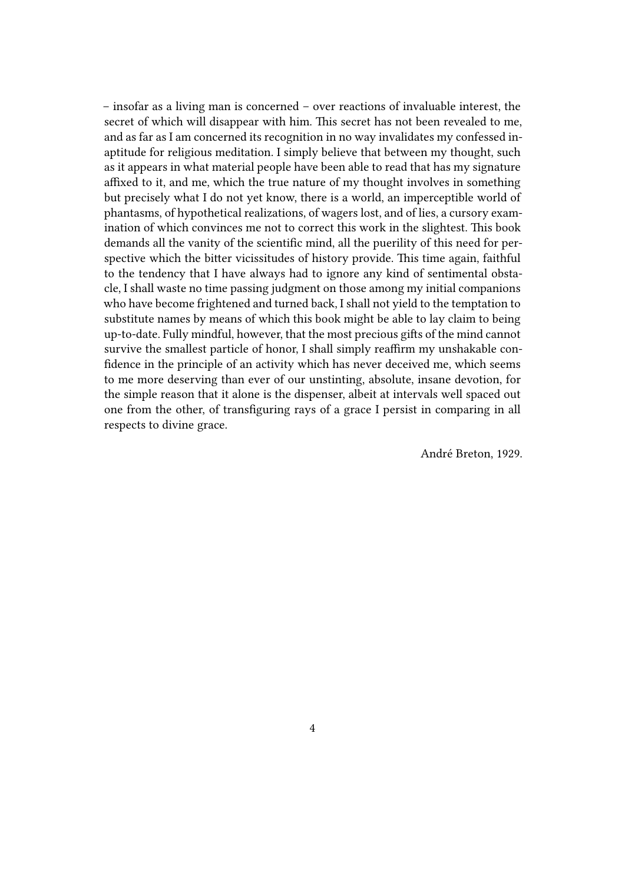– insofar as a living man is concerned – over reactions of invaluable interest, the secret of which will disappear with him. This secret has not been revealed to me, and as far as I am concerned its recognition in no way invalidates my confessed inaptitude for religious meditation. I simply believe that between my thought, such as it appears in what material people have been able to read that has my signature affixed to it, and me, which the true nature of my thought involves in something but precisely what I do not yet know, there is a world, an imperceptible world of phantasms, of hypothetical realizations, of wagers lost, and of lies, a cursory examination of which convinces me not to correct this work in the slightest. This book demands all the vanity of the scientific mind, all the puerility of this need for perspective which the bitter vicissitudes of history provide. This time again, faithful to the tendency that I have always had to ignore any kind of sentimental obstacle, I shall waste no time passing judgment on those among my initial companions who have become frightened and turned back, I shall not yield to the temptation to substitute names by means of which this book might be able to lay claim to being up-to-date. Fully mindful, however, that the most precious gifts of the mind cannot survive the smallest particle of honor, I shall simply reaffirm my unshakable confidence in the principle of an activity which has never deceived me, which seems to me more deserving than ever of our unstinting, absolute, insane devotion, for the simple reason that it alone is the dispenser, albeit at intervals well spaced out one from the other, of transfiguring rays of a grace I persist in comparing in all respects to divine grace.

André Breton, 1929.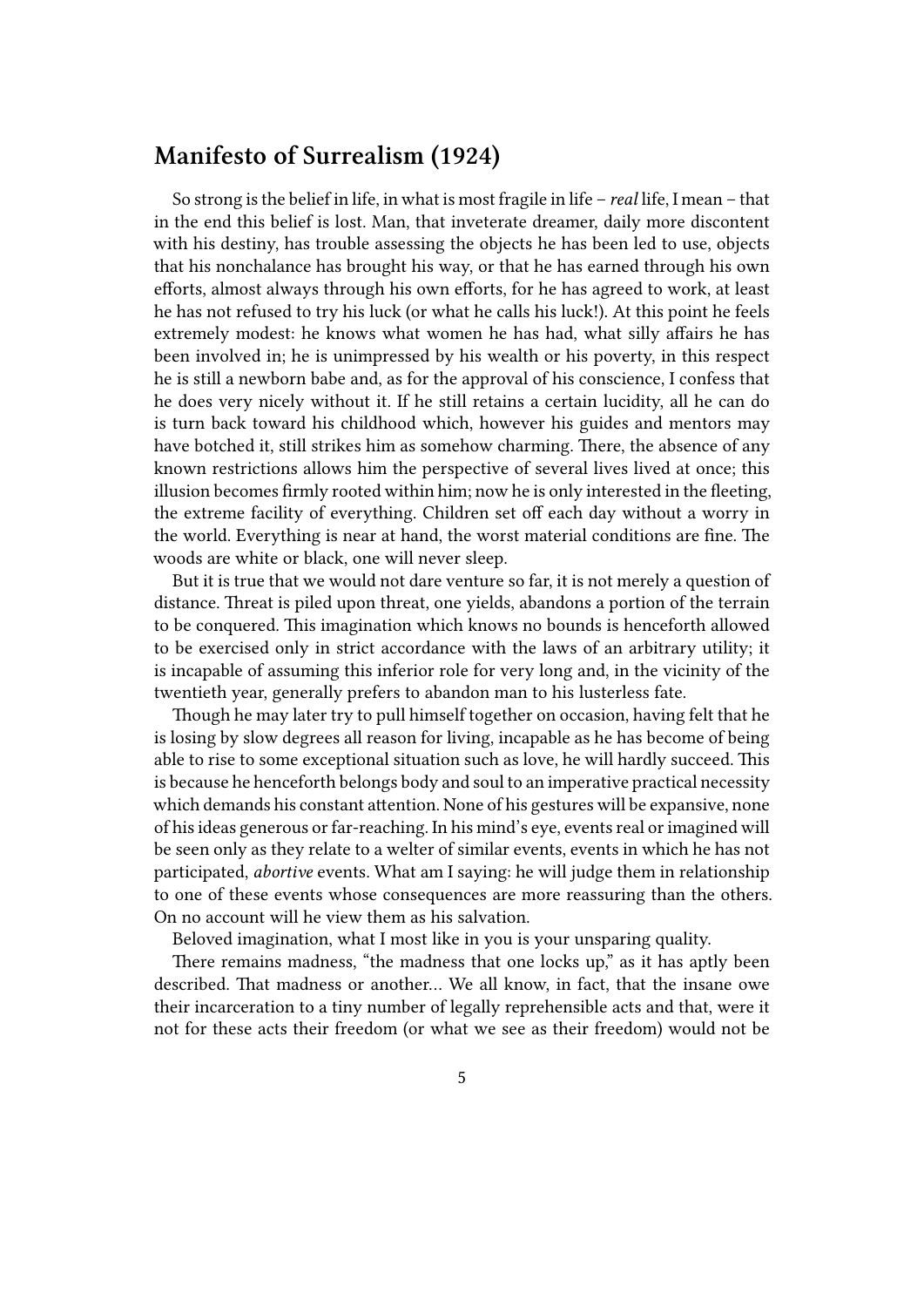## Manifesto of Surrealism (1924)

So strong is the belief in life, in what is most fragile in life – *real* life, I mean – that in the end this belief is lost. Man, that inveterate dreamer, daily more discontent with his destiny, has trouble assessing the objects he has been led to use, objects that his nonchalance has brought his way, or that he has earned through his own efforts, almost always through his own efforts, for he has agreed to work, at least he has not refused to try his luck (or what he calls his luck!). At this point he feels extremely modest: he knows what women he has had, what silly affairs he has been involved in; he is unimpressed by his wealth or his poverty, in this respect he is still a newborn babe and, as for the approval of his conscience, I confess that he does very nicely without it. If he still retains a certain lucidity, all he can do is turn back toward his childhood which, however his guides and mentors may have botched it, still strikes him as somehow charming. There, the absence of any known restrictions allows him the perspective of several lives lived at once; this illusion becomes firmly rooted within him; now he is only interested in the fleeting, the extreme facility of everything. Children set off each day without a worry in the world. Everything is near at hand, the worst material conditions are fine. The woods are white or black, one will never sleep.

But it is true that we would not dare venture so far, it is not merely a question of distance. Threat is piled upon threat, one yields, abandons a portion of the terrain to be conquered. This imagination which knows no bounds is henceforth allowed to be exercised only in strict accordance with the laws of an arbitrary utility; it is incapable of assuming this inferior role for very long and, in the vicinity of the twentieth year, generally prefers to abandon man to his lusterless fate.

Though he may later try to pull himself together on occasion, having felt that he is losing by slow degrees all reason for living, incapable as he has become of being able to rise to some exceptional situation such as love, he will hardly succeed. This is because he henceforth belongs body and soul to an imperative practical necessity which demands his constant attention. None of his gestures will be expansive, none of his ideas generous or far-reaching. In his mind's eye, events real or imagined will be seen only as they relate to a welter of similar events, events in which he has not participated, *abortive* events. What am I saying: he will judge them in relationship to one of these events whose consequences are more reassuring than the others. On no account will he view them as his salvation.

Beloved imagination, what I most like in you is your unsparing quality.

There remains madness, "the madness that one locks up," as it has aptly been described. That madness or another… We all know, in fact, that the insane owe their incarceration to a tiny number of legally reprehensible acts and that, were it not for these acts their freedom (or what we see as their freedom) would not be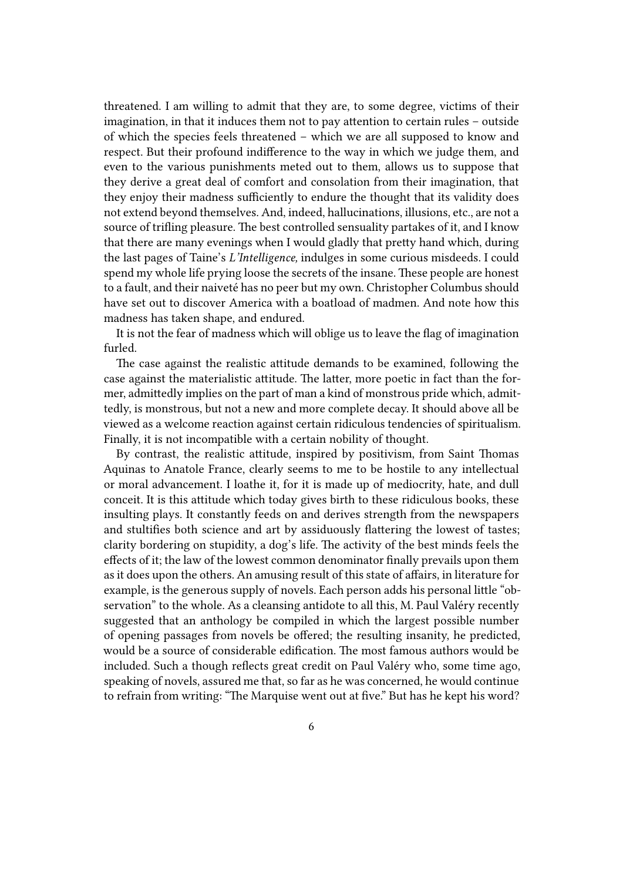threatened. I am willing to admit that they are, to some degree, victims of their imagination, in that it induces them not to pay attention to certain rules – outside of which the species feels threatened – which we are all supposed to know and respect. But their profound indifference to the way in which we judge them, and even to the various punishments meted out to them, allows us to suppose that they derive a great deal of comfort and consolation from their imagination, that they enjoy their madness sufficiently to endure the thought that its validity does not extend beyond themselves. And, indeed, hallucinations, illusions, etc., are not a source of trifling pleasure. The best controlled sensuality partakes of it, and I know that there are many evenings when I would gladly that pretty hand which, during the last pages of Taine's *L'Intelligence,* indulges in some curious misdeeds. I could spend my whole life prying loose the secrets of the insane. These people are honest to a fault, and their naiveté has no peer but my own. Christopher Columbus should have set out to discover America with a boatload of madmen. And note how this madness has taken shape, and endured.

It is not the fear of madness which will oblige us to leave the flag of imagination furled.

The case against the realistic attitude demands to be examined, following the case against the materialistic attitude. The latter, more poetic in fact than the former, admittedly implies on the part of man a kind of monstrous pride which, admittedly, is monstrous, but not a new and more complete decay. It should above all be viewed as a welcome reaction against certain ridiculous tendencies of spiritualism. Finally, it is not incompatible with a certain nobility of thought.

By contrast, the realistic attitude, inspired by positivism, from Saint Thomas Aquinas to Anatole France, clearly seems to me to be hostile to any intellectual or moral advancement. I loathe it, for it is made up of mediocrity, hate, and dull conceit. It is this attitude which today gives birth to these ridiculous books, these insulting plays. It constantly feeds on and derives strength from the newspapers and stultifies both science and art by assiduously flattering the lowest of tastes; clarity bordering on stupidity, a dog's life. The activity of the best minds feels the effects of it; the law of the lowest common denominator finally prevails upon them as it does upon the others. An amusing result of this state of affairs, in literature for example, is the generous supply of novels. Each person adds his personal little "observation" to the whole. As a cleansing antidote to all this, M. Paul Valéry recently suggested that an anthology be compiled in which the largest possible number of opening passages from novels be offered; the resulting insanity, he predicted, would be a source of considerable edification. The most famous authors would be included. Such a though reflects great credit on Paul Valéry who, some time ago, speaking of novels, assured me that, so far as he was concerned, he would continue to refrain from writing: "The Marquise went out at five." But has he kept his word?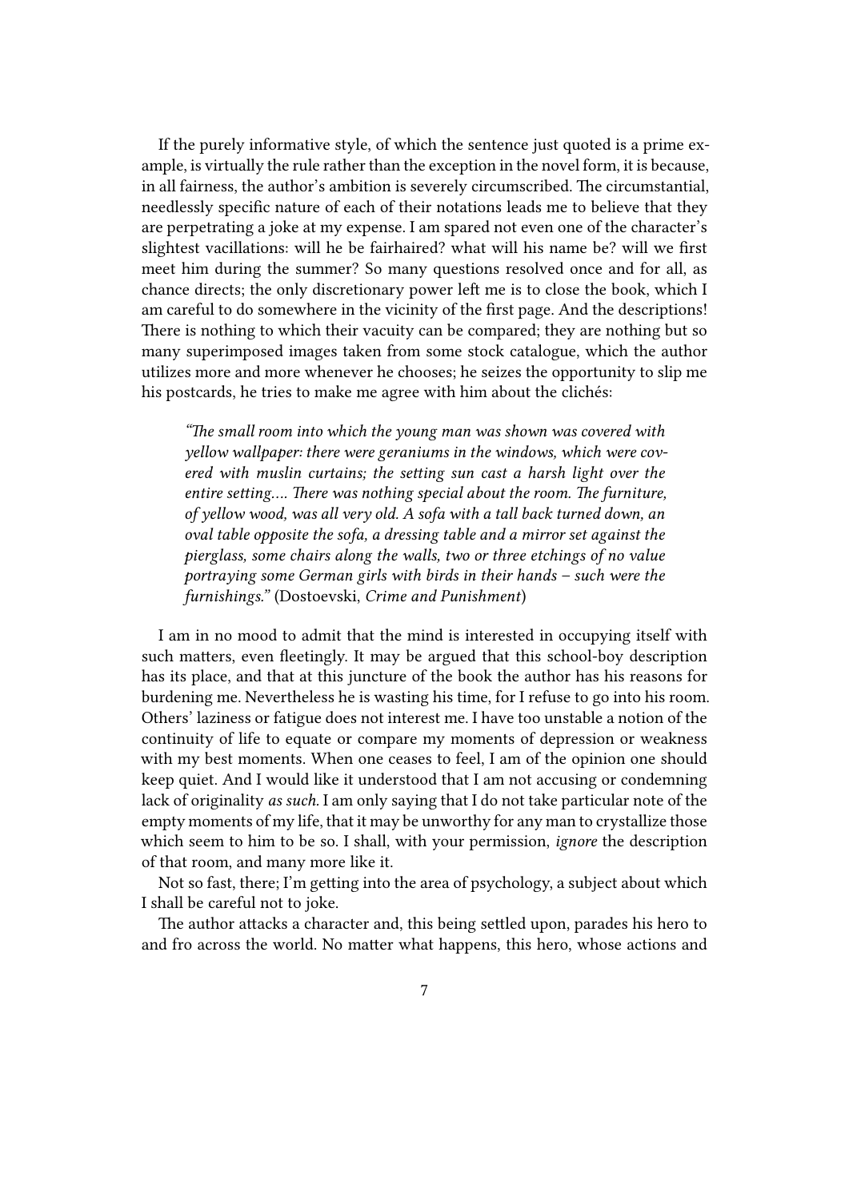If the purely informative style, of which the sentence just quoted is a prime example, is virtually the rule rather than the exception in the novel form, it is because, in all fairness, the author's ambition is severely circumscribed. The circumstantial, needlessly specific nature of each of their notations leads me to believe that they are perpetrating a joke at my expense. I am spared not even one of the character's slightest vacillations: will he be fairhaired? what will his name be? will we first meet him during the summer? So many questions resolved once and for all, as chance directs; the only discretionary power left me is to close the book, which I am careful to do somewhere in the vicinity of the first page. And the descriptions! There is nothing to which their vacuity can be compared; they are nothing but so many superimposed images taken from some stock catalogue, which the author utilizes more and more whenever he chooses; he seizes the opportunity to slip me his postcards, he tries to make me agree with him about the clichés:

> *"The small room into which the young man was shown was covered with yellow wallpaper: there were geraniums in the windows, which were covered with muslin curtains; the setting sun cast a harsh light over the entire setting.... There was nothing special about the room. The furniture, of yellow wood, was all very old. A sofa with a tall back turned down, an oval table opposite the sofa, a dressing table and a mirror set against the pierglass, some chairs along the walls, two or three etchings of no value portraying some German girls with birds in their hands – such were the furnishings."* (Dostoevski, *Crime and Punishment*)

I am in no mood to admit that the mind is interested in occupying itself with such matters, even fleetingly. It may be argued that this school-boy description has its place, and that at this juncture of the book the author has his reasons for burdening me. Nevertheless he is wasting his time, for I refuse to go into his room. Others' laziness or fatigue does not interest me. I have too unstable a notion of the continuity of life to equate or compare my moments of depression or weakness with my best moments. When one ceases to feel, I am of the opinion one should keep quiet. And I would like it understood that I am not accusing or condemning lack of originality *as such.* I am only saying that I do not take particular note of the empty moments of my life, that it may be unworthy for any man to crystallize those which seem to him to be so. I shall, with your permission, *ignore* the description of that room, and many more like it.

Not so fast, there; I'm getting into the area of psychology, a subject about which I shall be careful not to joke.

The author attacks a character and, this being settled upon, parades his hero to and fro across the world. No matter what happens, this hero, whose actions and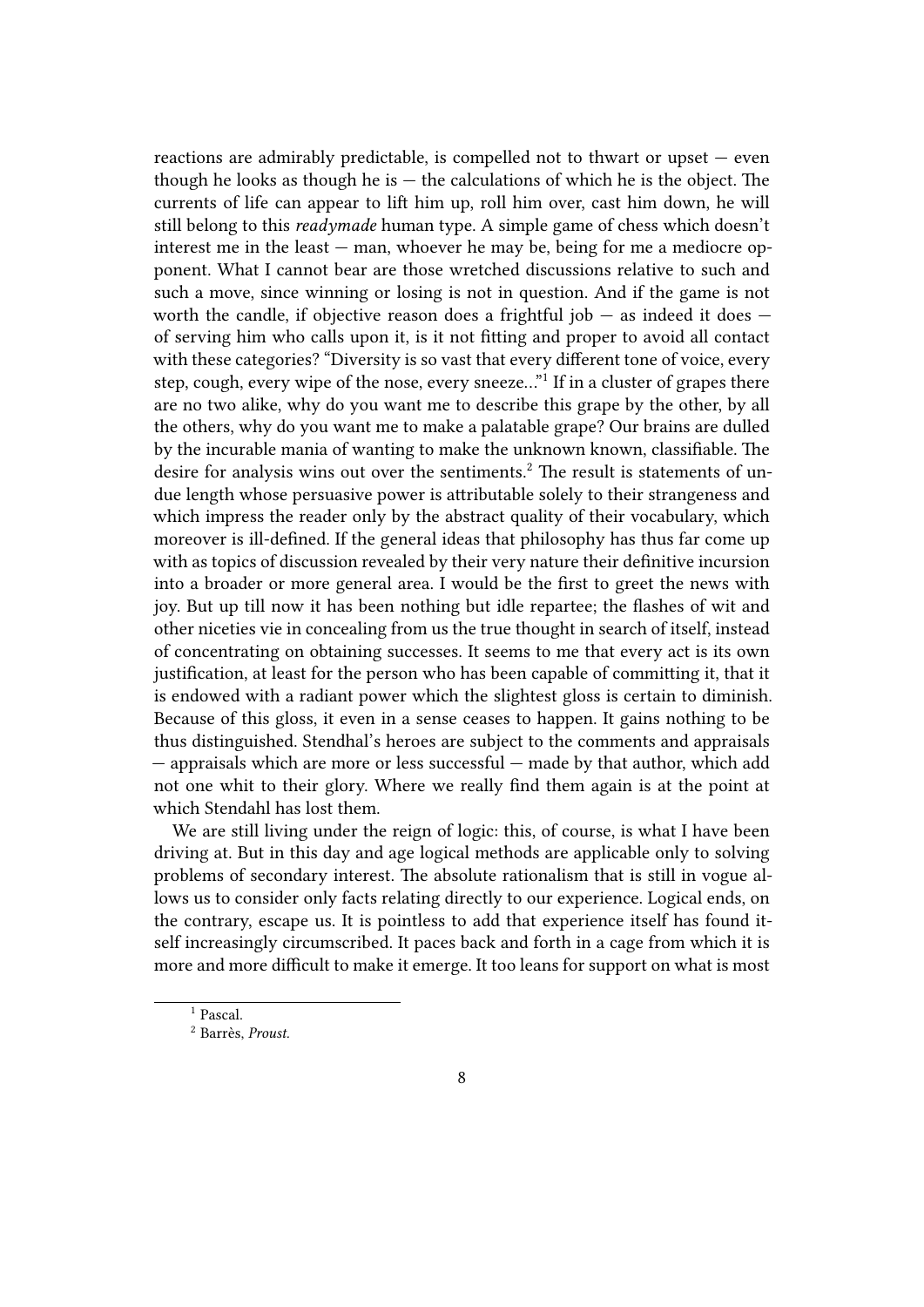reactions are admirably predictable, is compelled not to thwart or upset — even though he looks as though he is — the calculations of which he is the object. The currents of life can appear to lift him up, roll him over, cast him down, he will still belong to this *readymade* human type. A simple game of chess which doesn't interest me in the least — man, whoever he may be, being for me a mediocre opponent. What I cannot bear are those wretched discussions relative to such and such a move, since winning or losing is not in question. And if the game is not worth the candle, if objective reason does a frightful job — as indeed it does — of serving him who calls upon it, is it not fitting and proper to avoid all contact with these categories? "Diversity is so vast that every different tone of voice, every step, cough, every wipe of the nose, every sneeze…"[1] If in a cluster of grapes there are no two alike, why do you want me to describe this grape by the other, by all the others, why do you want me to make a palatable grape? Our brains are dulled by the incurable mania of wanting to make the unknown known, classifiable. The desire for analysis wins out over the sentiments.[2] The result is statements of undue length whose persuasive power is attributable solely to their strangeness and which impress the reader only by the abstract quality of their vocabulary, which moreover is ill-defined. If the general ideas that philosophy has thus far come up with as topics of discussion revealed by their very nature their definitive incursion into a broader or more general area. I would be the first to greet the news with joy. But up till now it has been nothing but idle repartee; the flashes of wit and other niceties vie in concealing from us the true thought in search of itself, instead of concentrating on obtaining successes. It seems to me that every act is its own justification, at least for the person who has been capable of committing it, that it is endowed with a radiant power which the slightest gloss is certain to diminish. Because of this gloss, it even in a sense ceases to happen. It gains nothing to be thus distinguished. Stendhal's heroes are subject to the comments and appraisals — appraisals which are more or less successful — made by that author, which add not one whit to their glory. Where we really find them again is at the point at which Stendahl has lost them.

We are still living under the reign of logic: this, of course, is what I have been driving at. But in this day and age logical methods are applicable only to solving problems of secondary interest. The absolute rationalism that is still in vogue allows us to consider only facts relating directly to our experience. Logical ends, on the contrary, escape us. It is pointless to add that experience itself has found itself increasingly circumscribed. It paces back and forth in a cage from which it is more and more difficult to make it emerge. It too leans for support on what is most

[1] Pascal.

[2] Barrès, *Proust.*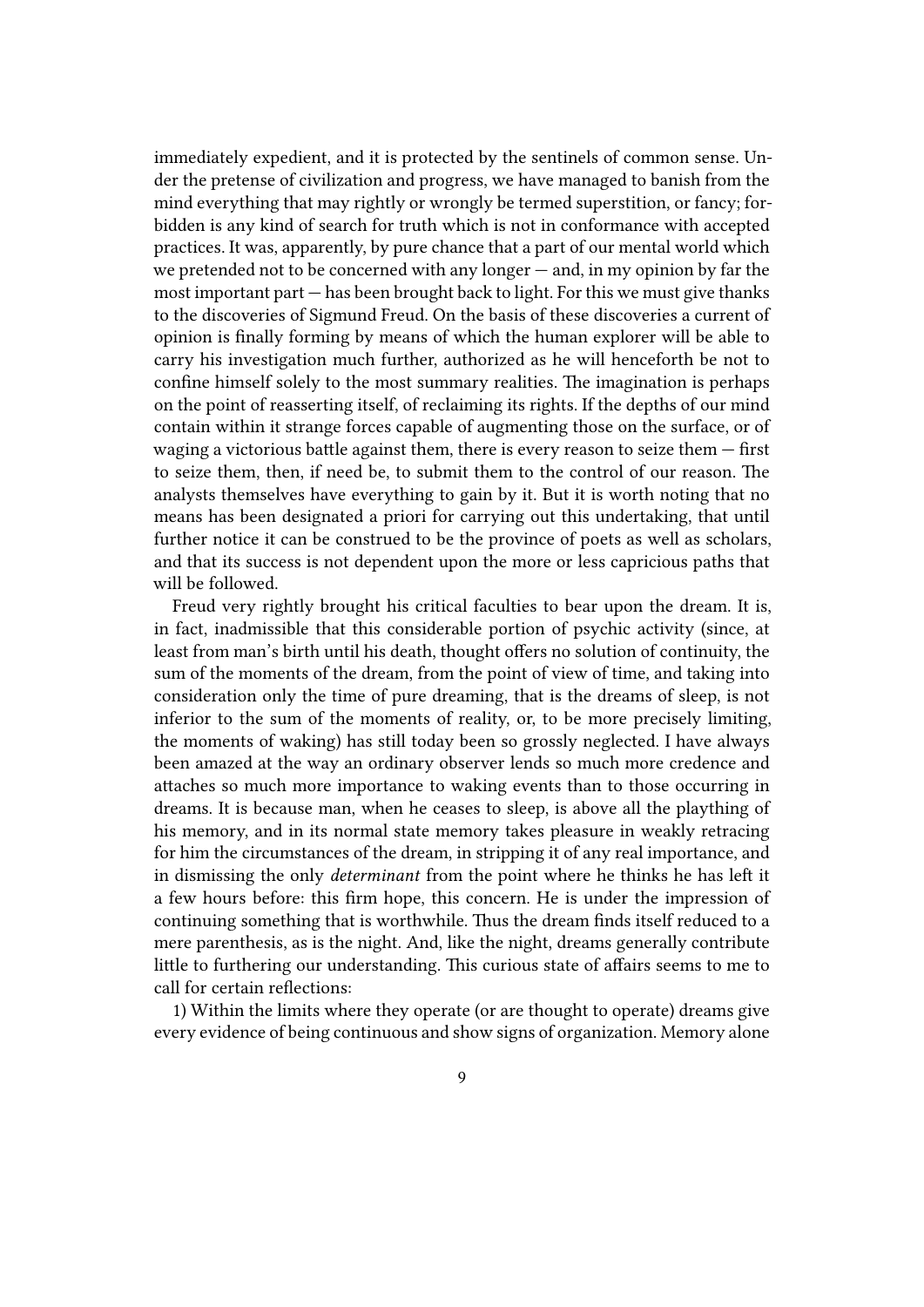immediately expedient, and it is protected by the sentinels of common sense. Under the pretense of civilization and progress, we have managed to banish from the mind everything that may rightly or wrongly be termed superstition, or fancy; forbidden is any kind of search for truth which is not in conformance with accepted practices. It was, apparently, by pure chance that a part of our mental world which we pretended not to be concerned with any longer — and, in my opinion by far the most important part — has been brought back to light. For this we must give thanks to the discoveries of Sigmund Freud. On the basis of these discoveries a current of opinion is finally forming by means of which the human explorer will be able to carry his investigation much further, authorized as he will henceforth be not to confine himself solely to the most summary realities. The imagination is perhaps on the point of reasserting itself, of reclaiming its rights. If the depths of our mind contain within it strange forces capable of augmenting those on the surface, or of waging a victorious battle against them, there is every reason to seize them — first to seize them, then, if need be, to submit them to the control of our reason. The analysts themselves have everything to gain by it. But it is worth noting that no means has been designated a priori for carrying out this undertaking, that until further notice it can be construed to be the province of poets as well as scholars, and that its success is not dependent upon the more or less capricious paths that will be followed.

Freud very rightly brought his critical faculties to bear upon the dream. It is, in fact, inadmissible that this considerable portion of psychic activity (since, at least from man's birth until his death, thought offers no solution of continuity, the sum of the moments of the dream, from the point of view of time, and taking into consideration only the time of pure dreaming, that is the dreams of sleep, is not inferior to the sum of the moments of reality, or, to be more precisely limiting, the moments of waking) has still today been so grossly neglected. I have always been amazed at the way an ordinary observer lends so much more credence and attaches so much more importance to waking events than to those occurring in dreams. It is because man, when he ceases to sleep, is above all the plaything of his memory, and in its normal state memory takes pleasure in weakly retracing for him the circumstances of the dream, in stripping it of any real importance, and in dismissing the only *determinant* from the point where he thinks he has left it a few hours before: this firm hope, this concern. He is under the impression of continuing something that is worthwhile. Thus the dream finds itself reduced to a mere parenthesis, as is the night. And, like the night, dreams generally contribute little to furthering our understanding. This curious state of affairs seems to me to call for certain reflections:

1) Within the limits where they operate (or are thought to operate) dreams give every evidence of being continuous and show signs of organization. Memory alone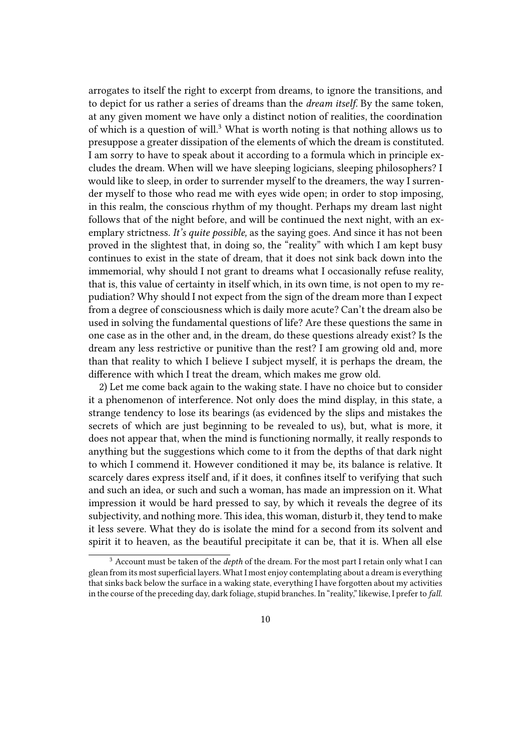arrogates to itself the right to excerpt from dreams, to ignore the transitions, and to depict for us rather a series of dreams than the *dream itself*. By the same token, at any given moment we have only a distinct notion of realities, the coordination of which is a question of will.[3] What is worth noting is that nothing allows us to presuppose a greater dissipation of the elements of which the dream is constituted. I am sorry to have to speak about it according to a formula which in principle excludes the dream. When will we have sleeping logicians, sleeping philosophers? I would like to sleep, in order to surrender myself to the dreamers, the way I surrender myself to those who read me with eyes wide open; in order to stop imposing, in this realm, the conscious rhythm of my thought. Perhaps my dream last night follows that of the night before, and will be continued the next night, with an exemplary strictness. *It's quite possible,* as the saying goes. And since it has not been proved in the slightest that, in doing so, the "reality" with which I am kept busy continues to exist in the state of dream, that it does not sink back down into the immemorial, why should I not grant to dreams what I occasionally refuse reality, that is, this value of certainty in itself which, in its own time, is not open to my repudiation? Why should I not expect from the sign of the dream more than I expect from a degree of consciousness which is daily more acute? Can't the dream also be used in solving the fundamental questions of life? Are these questions the same in one case as in the other and, in the dream, do these questions already exist? Is the dream any less restrictive or punitive than the rest? I am growing old and, more than that reality to which I believe I subject myself, it is perhaps the dream, the difference with which I treat the dream, which makes me grow old.

2) Let me come back again to the waking state. I have no choice but to consider it a phenomenon of interference. Not only does the mind display, in this state, a strange tendency to lose its bearings (as evidenced by the slips and mistakes the secrets of which are just beginning to be revealed to us), but, what is more, it does not appear that, when the mind is functioning normally, it really responds to anything but the suggestions which come to it from the depths of that dark night to which I commend it. However conditioned it may be, its balance is relative. It scarcely dares express itself and, if it does, it confines itself to verifying that such and such an idea, or such and such a woman, has made an impression on it. What impression it would be hard pressed to say, by which it reveals the degree of its subjectivity, and nothing more. This idea, this woman, disturb it, they tend to make it less severe. What they do is isolate the mind for a second from its solvent and spirit it to heaven, as the beautiful precipitate it can be, that it is. When all else

[3] Account must be taken of the *depth* of the dream. For the most part I retain only what I can glean from its most superficial layers. What I most enjoy contemplating about a dream is everything that sinks back below the surface in a waking state, everything I have forgotten about my activities in the course of the preceding day, dark foliage, stupid branches. In "reality," likewise, I prefer to *fall*.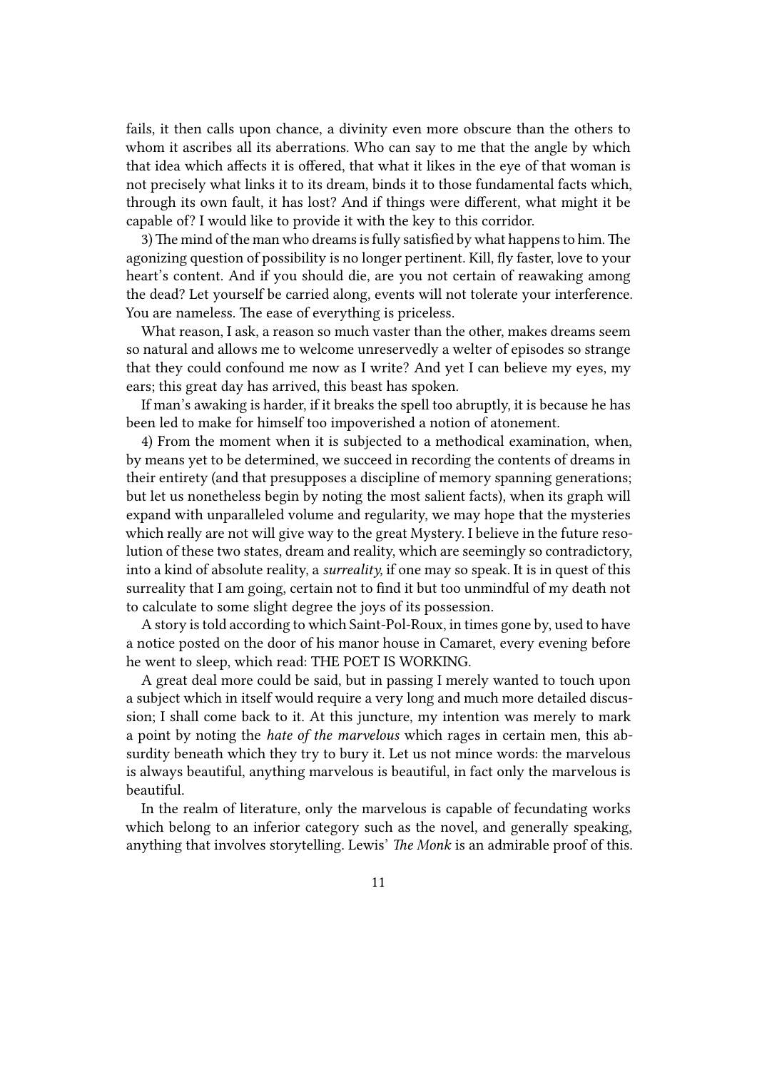fails, it then calls upon chance, a divinity even more obscure than the others to whom it ascribes all its aberrations. Who can say to me that the angle by which that idea which affects it is offered, that what it likes in the eye of that woman is not precisely what links it to its dream, binds it to those fundamental facts which, through its own fault, it has lost? And if things were different, what might it be capable of? I would like to provide it with the key to this corridor.

3) The mind of the man who dreams is fully satisfied by what happens to him. The agonizing question of possibility is no longer pertinent. Kill, fly faster, love to your heart's content. And if you should die, are you not certain of reawaking among the dead? Let yourself be carried along, events will not tolerate your interference. You are nameless. The ease of everything is priceless.

What reason, I ask, a reason so much vaster than the other, makes dreams seem so natural and allows me to welcome unreservedly a welter of episodes so strange that they could confound me now as I write? And yet I can believe my eyes, my ears; this great day has arrived, this beast has spoken.

If man's awaking is harder, if it breaks the spell too abruptly, it is because he has been led to make for himself too impoverished a notion of atonement.

4) From the moment when it is subjected to a methodical examination, when, by means yet to be determined, we succeed in recording the contents of dreams in their entirety (and that presupposes a discipline of memory spanning generations; but let us nonetheless begin by noting the most salient facts), when its graph will expand with unparalleled volume and regularity, we may hope that the mysteries which really are not will give way to the great Mystery. I believe in the future resolution of these two states, dream and reality, which are seemingly so contradictory, into a kind of absolute reality, a *surreality,* if one may so speak. It is in quest of this surreality that I am going, certain not to find it but too unmindful of my death not to calculate to some slight degree the joys of its possession.

A story is told according to which Saint-Pol-Roux, in times gone by, used to have a notice posted on the door of his manor house in Camaret, every evening before he went to sleep, which read: THE POET IS WORKING.

A great deal more could be said, but in passing I merely wanted to touch upon a subject which in itself would require a very long and much more detailed discussion; I shall come back to it. At this juncture, my intention was merely to mark a point by noting the *hate of the marvelous* which rages in certain men, this absurdity beneath which they try to bury it. Let us not mince words: the marvelous is always beautiful, anything marvelous is beautiful, in fact only the marvelous is beautiful.

In the realm of literature, only the marvelous is capable of fecundating works which belong to an inferior category such as the novel, and generally speaking, anything that involves storytelling. Lewis' *The Monk* is an admirable proof of this.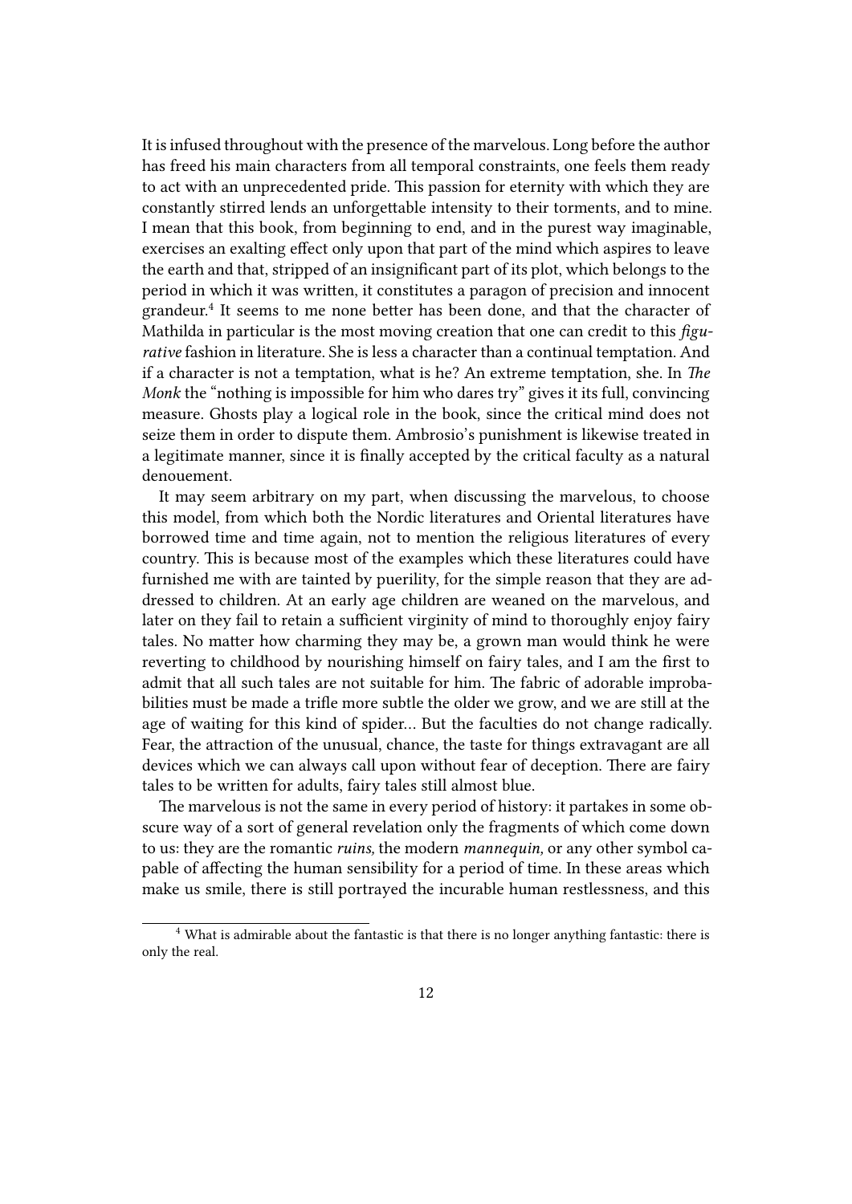It is infused throughout with the presence of the marvelous. Long before the author has freed his main characters from all temporal constraints, one feels them ready to act with an unprecedented pride. This passion for eternity with which they are constantly stirred lends an unforgettable intensity to their torments, and to mine. I mean that this book, from beginning to end, and in the purest way imaginable, exercises an exalting effect only upon that part of the mind which aspires to leave the earth and that, stripped of an insignificant part of its plot, which belongs to the period in which it was written, it constitutes a paragon of precision and innocent grandeur.[4] It seems to me none better has been done, and that the character of Mathilda in particular is the most moving creation that one can credit to this *figurative* fashion in literature. She is less a character than a continual temptation. And if a character is not a temptation, what is he? An extreme temptation, she. In *The Monk* the "nothing is impossible for him who dares try" gives it its full, convincing measure. Ghosts play a logical role in the book, since the critical mind does not seize them in order to dispute them. Ambrosio's punishment is likewise treated in a legitimate manner, since it is finally accepted by the critical faculty as a natural denouement.

It may seem arbitrary on my part, when discussing the marvelous, to choose this model, from which both the Nordic literatures and Oriental literatures have borrowed time and time again, not to mention the religious literatures of every country. This is because most of the examples which these literatures could have furnished me with are tainted by puerility, for the simple reason that they are addressed to children. At an early age children are weaned on the marvelous, and later on they fail to retain a sufficient virginity of mind to thoroughly enjoy fairy tales. No matter how charming they may be, a grown man would think he were reverting to childhood by nourishing himself on fairy tales, and I am the first to admit that all such tales are not suitable for him. The fabric of adorable improbabilities must be made a trifle more subtle the older we grow, and we are still at the age of waiting for this kind of spider… But the faculties do not change radically. Fear, the attraction of the unusual, chance, the taste for things extravagant are all devices which we can always call upon without fear of deception. There are fairy tales to be written for adults, fairy tales still almost blue.

The marvelous is not the same in every period of history: it partakes in some obscure way of a sort of general revelation only the fragments of which come down to us: they are the romantic *ruins,* the modern *mannequin,* or any other symbol capable of affecting the human sensibility for a period of time. In these areas which make us smile, there is still portrayed the incurable human restlessness, and this

---

[4] What is admirable about the fantastic is that there is no longer anything fantastic: there is only the real.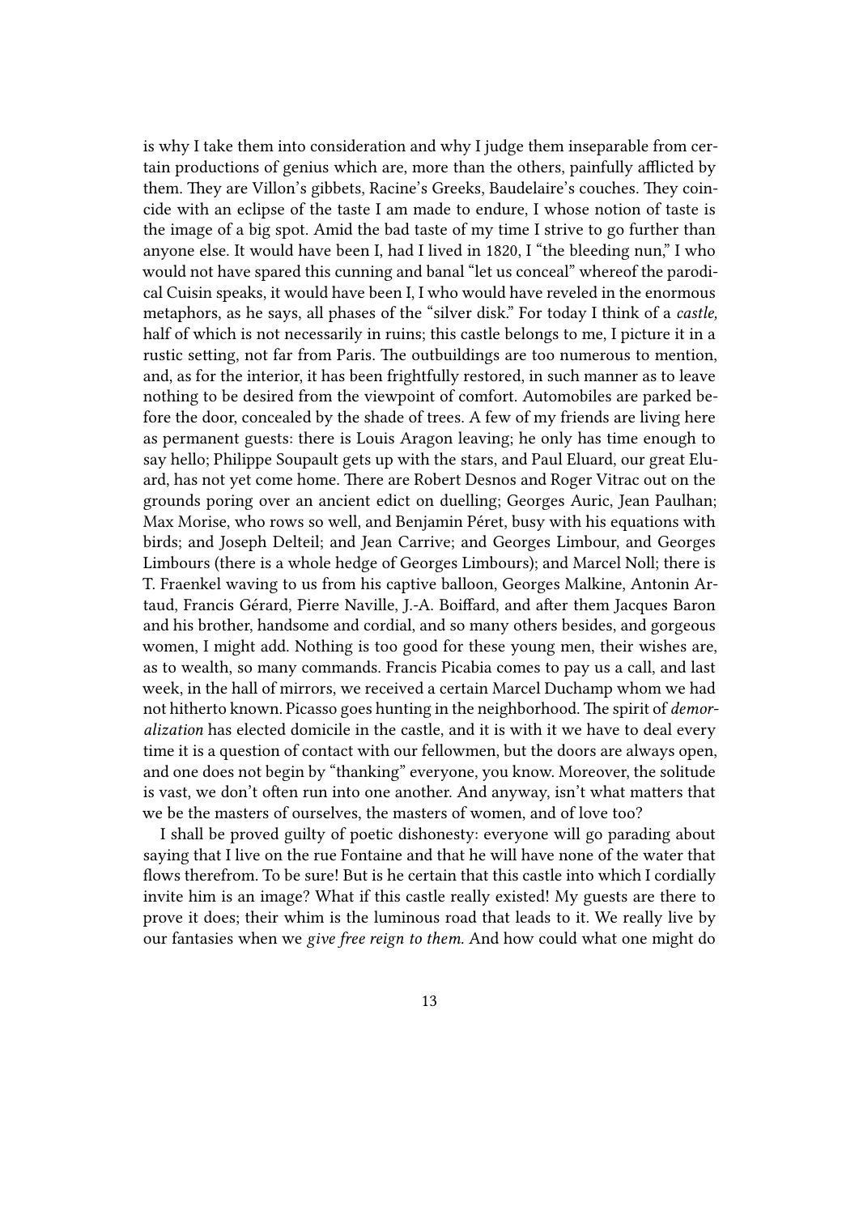is why I take them into consideration and why I judge them inseparable from certain productions of genius which are, more than the others, painfully afflicted by them. They are Villon's gibbets, Racine's Greeks, Baudelaire's couches. They coincide with an eclipse of the taste I am made to endure, I whose notion of taste is the image of a big spot. Amid the bad taste of my time I strive to go further than anyone else. It would have been I, had I lived in 1820, I "the bleeding nun," I who would not have spared this cunning and banal "let us conceal" whereof the parodical Cuisin speaks, it would have been I, I who would have reveled in the enormous metaphors, as he says, all phases of the "silver disk." For today I think of a *castle,* half of which is not necessarily in ruins; this castle belongs to me, I picture it in a rustic setting, not far from Paris. The outbuildings are too numerous to mention, and, as for the interior, it has been frightfully restored, in such manner as to leave nothing to be desired from the viewpoint of comfort. Automobiles are parked before the door, concealed by the shade of trees. A few of my friends are living here as permanent guests: there is Louis Aragon leaving; he only has time enough to say hello; Philippe Soupault gets up with the stars, and Paul Eluard, our great Eluard, has not yet come home. There are Robert Desnos and Roger Vitrac out on the grounds poring over an ancient edict on duelling; Georges Auric, Jean Paulhan; Max Morise, who rows so well, and Benjamin Péret, busy with his equations with birds; and Joseph Delteil; and Jean Carrive; and Georges Limbour, and Georges Limbours (there is a whole hedge of Georges Limbours); and Marcel Noll; there is T. Fraenkel waving to us from his captive balloon, Georges Malkine, Antonin Artaud, Francis Gérard, Pierre Naville, J.-A. Boiffard, and after them Jacques Baron and his brother, handsome and cordial, and so many others besides, and gorgeous women, I might add. Nothing is too good for these young men, their wishes are, as to wealth, so many commands. Francis Picabia comes to pay us a call, and last week, in the hall of mirrors, we received a certain Marcel Duchamp whom we had not hitherto known. Picasso goes hunting in the neighborhood. The spirit of *demoralization* has elected domicile in the castle, and it is with it we have to deal every time it is a question of contact with our fellowmen, but the doors are always open, and one does not begin by "thanking" everyone, you know. Moreover, the solitude is vast, we don't often run into one another. And anyway, isn't what matters that we be the masters of ourselves, the masters of women, and of love too?

I shall be proved guilty of poetic dishonesty: everyone will go parading about saying that I live on the rue Fontaine and that he will have none of the water that flows therefrom. To be sure! But is he certain that this castle into which I cordially invite him is an image? What if this castle really existed! My guests are there to prove it does; their whim is the luminous road that leads to it. We really live by our fantasies when we *give free reign to them.* And how could what one might do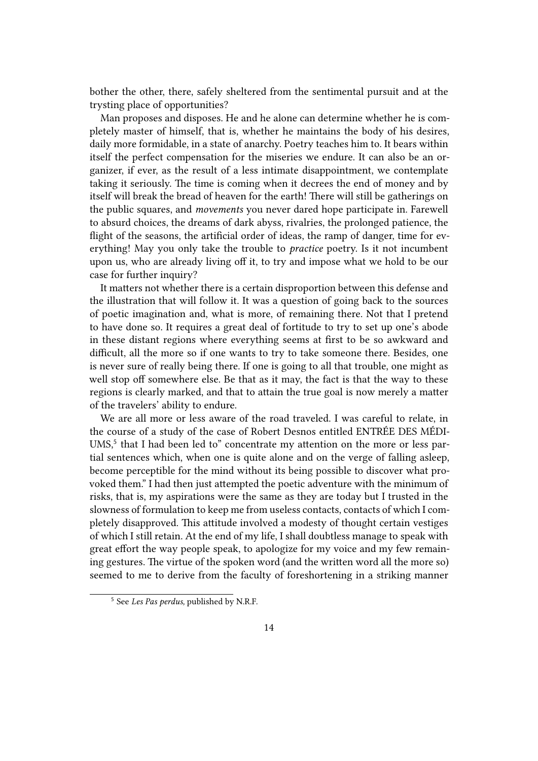bother the other, there, safely sheltered from the sentimental pursuit and at the trysting place of opportunities?

Man proposes and disposes. He and he alone can determine whether he is completely master of himself, that is, whether he maintains the body of his desires, daily more formidable, in a state of anarchy. Poetry teaches him to. It bears within itself the perfect compensation for the miseries we endure. It can also be an organizer, if ever, as the result of a less intimate disappointment, we contemplate taking it seriously. The time is coming when it decrees the end of money and by itself will break the bread of heaven for the earth! There will still be gatherings on the public squares, and *movements* you never dared hope participate in. Farewell to absurd choices, the dreams of dark abyss, rivalries, the prolonged patience, the flight of the seasons, the artificial order of ideas, the ramp of danger, time for everything! May you only take the trouble to *practice* poetry. Is it not incumbent upon us, who are already living off it, to try and impose what we hold to be our case for further inquiry?

It matters not whether there is a certain disproportion between this defense and the illustration that will follow it. It was a question of going back to the sources of poetic imagination and, what is more, of remaining there. Not that I pretend to have done so. It requires a great deal of fortitude to try to set up one's abode in these distant regions where everything seems at first to be so awkward and difficult, all the more so if one wants to try to take someone there. Besides, one is never sure of really being there. If one is going to all that trouble, one might as well stop off somewhere else. Be that as it may, the fact is that the way to these regions is clearly marked, and that to attain the true goal is now merely a matter of the travelers' ability to endure.

We are all more or less aware of the road traveled. I was careful to relate, in the course of a study of the case of Robert Desnos entitled ENTRÉE DES MÉDIUMS,[5] that I had been led to" concentrate my attention on the more or less partial sentences which, when one is quite alone and on the verge of falling asleep, become perceptible for the mind without its being possible to discover what provoked them." I had then just attempted the poetic adventure with the minimum of risks, that is, my aspirations were the same as they are today but I trusted in the slowness of formulation to keep me from useless contacts, contacts of which I completely disapproved. This attitude involved a modesty of thought certain vestiges of which I still retain. At the end of my life, I shall doubtless manage to speak with great effort the way people speak, to apologize for my voice and my few remaining gestures. The virtue of the spoken word (and the written word all the more so) seemed to me to derive from the faculty of foreshortening in a striking manner

[5] See *Les Pas perdus*, published by N.R.F.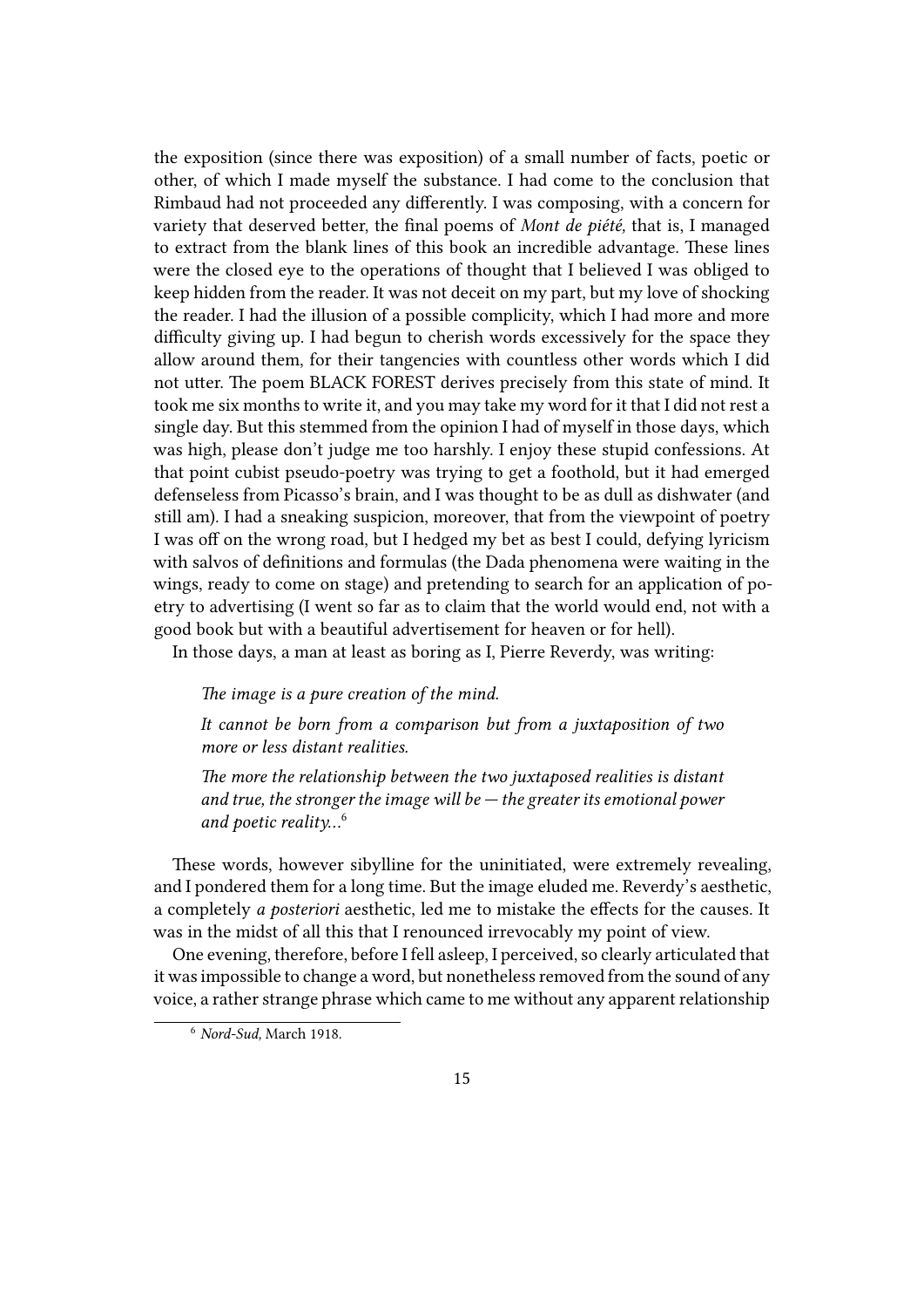the exposition (since there was exposition) of a small number of facts, poetic or other, of which I made myself the substance. I had come to the conclusion that Rimbaud had not proceeded any differently. I was composing, with a concern for variety that deserved better, the final poems of *Mont de piété,* that is, I managed to extract from the blank lines of this book an incredible advantage. These lines were the closed eye to the operations of thought that I believed I was obliged to keep hidden from the reader. It was not deceit on my part, but my love of shocking the reader. I had the illusion of a possible complicity, which I had more and more difficulty giving up. I had begun to cherish words excessively for the space they allow around them, for their tangencies with countless other words which I did not utter. The poem BLACK FOREST derives precisely from this state of mind. It took me six months to write it, and you may take my word for it that I did not rest a single day. But this stemmed from the opinion I had of myself in those days, which was high, please don't judge me too harshly. I enjoy these stupid confessions. At that point cubist pseudo-poetry was trying to get a foothold, but it had emerged defenseless from Picasso's brain, and I was thought to be as dull as dishwater (and still am). I had a sneaking suspicion, moreover, that from the viewpoint of poetry I was off on the wrong road, but I hedged my bet as best I could, defying lyricism with salvos of definitions and formulas (the Dada phenomena were waiting in the wings, ready to come on stage) and pretending to search for an application of poetry to advertising (I went so far as to claim that the world would end, not with a good book but with a beautiful advertisement for heaven or for hell).

In those days, a man at least as boring as I, Pierre Reverdy, was writing:

> *The image is a pure creation of the mind.*
>
> *It cannot be born from a comparison but from a juxtaposition of two more or less distant realities.*
>
> *The more the relationship between the two juxtaposed realities is distant and true, the stronger the image will be — the greater its emotional power and poetic reality…*[6]

These words, however sibylline for the uninitiated, were extremely revealing, and I pondered them for a long time. But the image eluded me. Reverdy's aesthetic, a completely *a posteriori* aesthetic, led me to mistake the effects for the causes. It was in the midst of all this that I renounced irrevocably my point of view.

One evening, therefore, before I fell asleep, I perceived, so clearly articulated that it was impossible to change a word, but nonetheless removed from the sound of any voice, a rather strange phrase which came to me without any apparent relationship

[6] *Nord-Sud,* March 1918.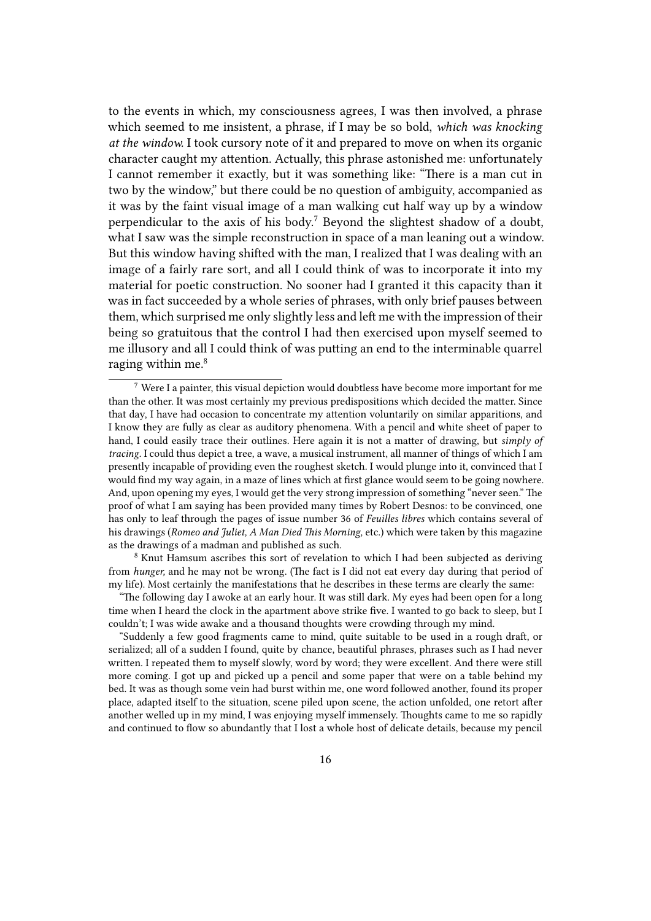to the events in which, my consciousness agrees, I was then involved, a phrase which seemed to me insistent, a phrase, if I may be so bold, *which was knocking at the window.* I took cursory note of it and prepared to move on when its organic character caught my attention. Actually, this phrase astonished me: unfortunately I cannot remember it exactly, but it was something like: "There is a man cut in two by the window," but there could be no question of ambiguity, accompanied as it was by the faint visual image of a man walking cut half way up by a window perpendicular to the axis of his body.[7] Beyond the slightest shadow of a doubt, what I saw was the simple reconstruction in space of a man leaning out a window. But this window having shifted with the man, I realized that I was dealing with an image of a fairly rare sort, and all I could think of was to incorporate it into my material for poetic construction. No sooner had I granted it this capacity than it was in fact succeeded by a whole series of phrases, with only brief pauses between them, which surprised me only slightly less and left me with the impression of their being so gratuitous that the control I had then exercised upon myself seemed to me illusory and all I could think of was putting an end to the interminable quarrel raging within me.[8]

---

[7] Were I a painter, this visual depiction would doubtless have become more important for me than the other. It was most certainly my previous predispositions which decided the matter. Since that day, I have had occasion to concentrate my attention voluntarily on similar apparitions, and I know they are fully as clear as auditory phenomena. With a pencil and white sheet of paper to hand, I could easily trace their outlines. Here again it is not a matter of drawing, but *simply of tracing*. I could thus depict a tree, a wave, a musical instrument, all manner of things of which I am presently incapable of providing even the roughest sketch. I would plunge into it, convinced that I would find my way again, in a maze of lines which at first glance would seem to be going nowhere. And, upon opening my eyes, I would get the very strong impression of something "never seen." The proof of what I am saying has been provided many times by Robert Desnos: to be convinced, one has only to leaf through the pages of issue number 36 of *Feuilles libres* which contains several of his drawings (*Romeo and Juliet, A Man Died This Morning,* etc.) which were taken by this magazine as the drawings of a madman and published as such.

[8] Knut Hamsum ascribes this sort of revelation to which I had been subjected as deriving from *hunger,* and he may not be wrong. (The fact is I did not eat every day during that period of my life). Most certainly the manifestations that he describes in these terms are clearly the same:

"The following day I awoke at an early hour. It was still dark. My eyes had been open for a long time when I heard the clock in the apartment above strike five. I wanted to go back to sleep, but I couldn't; I was wide awake and a thousand thoughts were crowding through my mind.

"Suddenly a few good fragments came to mind, quite suitable to be used in a rough draft, or serialized; all of a sudden I found, quite by chance, beautiful phrases, phrases such as I had never written. I repeated them to myself slowly, word by word; they were excellent. And there were still more coming. I got up and picked up a pencil and some paper that were on a table behind my bed. It was as though some vein had burst within me, one word followed another, found its proper place, adapted itself to the situation, scene piled upon scene, the action unfolded, one retort after another welled up in my mind, I was enjoying myself immensely. Thoughts came to me so rapidly and continued to flow so abundantly that I lost a whole host of delicate details, because my pencil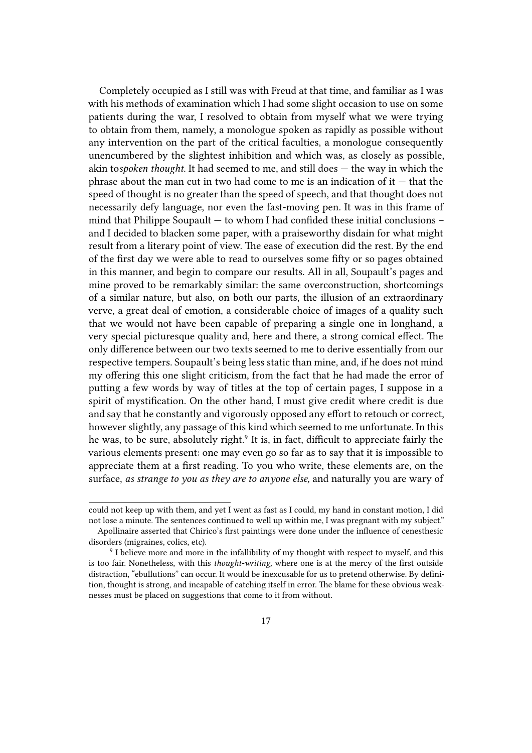Completely occupied as I still was with Freud at that time, and familiar as I was with his methods of examination which I had some slight occasion to use on some patients during the war, I resolved to obtain from myself what we were trying to obtain from them, namely, a monologue spoken as rapidly as possible without any intervention on the part of the critical faculties, a monologue consequently unencumbered by the slightest inhibition and which was, as closely as possible, akin to *spoken thought.* It had seemed to me, and still does — the way in which the phrase about the man cut in two had come to me is an indication of it — that the speed of thought is no greater than the speed of speech, and that thought does not necessarily defy language, nor even the fast-moving pen. It was in this frame of mind that Philippe Soupault — to whom I had confided these initial conclusions – and I decided to blacken some paper, with a praiseworthy disdain for what might result from a literary point of view. The ease of execution did the rest. By the end of the first day we were able to read to ourselves some fifty or so pages obtained in this manner, and begin to compare our results. All in all, Soupault's pages and mine proved to be remarkably similar: the same overconstruction, shortcomings of a similar nature, but also, on both our parts, the illusion of an extraordinary verve, a great deal of emotion, a considerable choice of images of a quality such that we would not have been capable of preparing a single one in longhand, a very special picturesque quality and, here and there, a strong comical effect. The only difference between our two texts seemed to me to derive essentially from our respective tempers. Soupault's being less static than mine, and, if he does not mind my offering this one slight criticism, from the fact that he had made the error of putting a few words by way of titles at the top of certain pages, I suppose in a spirit of mystification. On the other hand, I must give credit where credit is due and say that he constantly and vigorously opposed any effort to retouch or correct, however slightly, any passage of this kind which seemed to me unfortunate. In this he was, to be sure, absolutely right.[9] It is, in fact, difficult to appreciate fairly the various elements present: one may even go so far as to say that it is impossible to appreciate them at a first reading. To you who write, these elements are, on the surface, *as strange to you as they are to anyone else,* and naturally you are wary of

---

could not keep up with them, and yet I went as fast as I could, my hand in constant motion, I did not lose a minute. The sentences continued to well up within me, I was pregnant with my subject."

Apollinaire asserted that Chirico's first paintings were done under the influence of cenesthesic disorders (migraines, colics, etc).

[9] I believe more and more in the infallibility of my thought with respect to myself, and this is too fair. Nonetheless, with this *thought-writing,* where one is at the mercy of the first outside distraction, "ebullutions" can occur. It would be inexcusable for us to pretend otherwise. By definition, thought is strong, and incapable of catching itself in error. The blame for these obvious weaknesses must be placed on suggestions that come to it from without.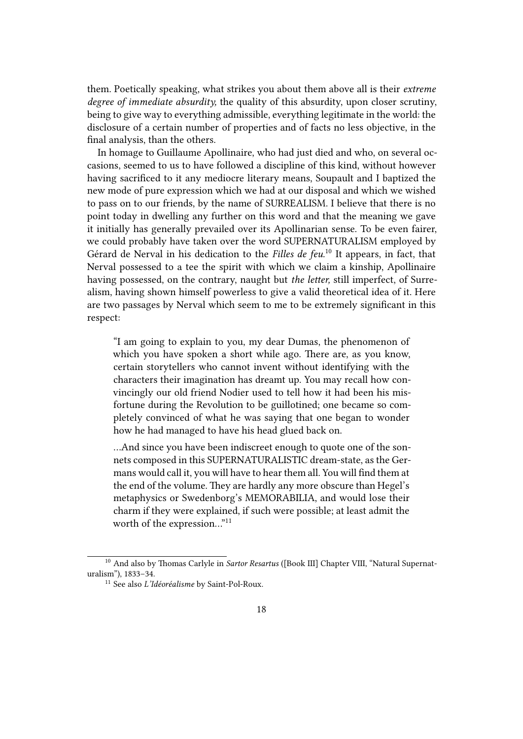them. Poetically speaking, what strikes you about them above all is their *extreme degree of immediate absurdity,* the quality of this absurdity, upon closer scrutiny, being to give way to everything admissible, everything legitimate in the world: the disclosure of a certain number of properties and of facts no less objective, in the final analysis, than the others.

In homage to Guillaume Apollinaire, who had just died and who, on several occasions, seemed to us to have followed a discipline of this kind, without however having sacrificed to it any mediocre literary means, Soupault and I baptized the new mode of pure expression which we had at our disposal and which we wished to pass on to our friends, by the name of SURREALISM. I believe that there is no point today in dwelling any further on this word and that the meaning we gave it initially has generally prevailed over its Apollinarian sense. To be even fairer, we could probably have taken over the word SUPERNATURALISM employed by Gérard de Nerval in his dedication to the *Filles de feu.*[10] It appears, in fact, that Nerval possessed to a tee the spirit with which we claim a kinship, Apollinaire having possessed, on the contrary, naught but *the letter,* still imperfect, of Surrealism, having shown himself powerless to give a valid theoretical idea of it. Here are two passages by Nerval which seem to me to be extremely significant in this respect:

> "I am going to explain to you, my dear Dumas, the phenomenon of which you have spoken a short while ago. There are, as you know, certain storytellers who cannot invent without identifying with the characters their imagination has dreamt up. You may recall how convincingly our old friend Nodier used to tell how it had been his misfortune during the Revolution to be guillotined; one became so completely convinced of what he was saying that one began to wonder how he had managed to have his head glued back on.
>
> …And since you have been indiscreet enough to quote one of the sonnets composed in this SUPERNATURALISTIC dream-state, as the Germans would call it, you will have to hear them all. You will find them at the end of the volume. They are hardly any more obscure than Hegel's metaphysics or Swedenborg's MEMORABILIA, and would lose their charm if they were explained, if such were possible; at least admit the worth of the expression…"[11]

---

[10] And also by Thomas Carlyle in *Sartor Resartus* ([Book III] Chapter VIII, "Natural Supernaturalism"), 1833–34.

[11] See also *L'Idéoréalisme* by Saint-Pol-Roux.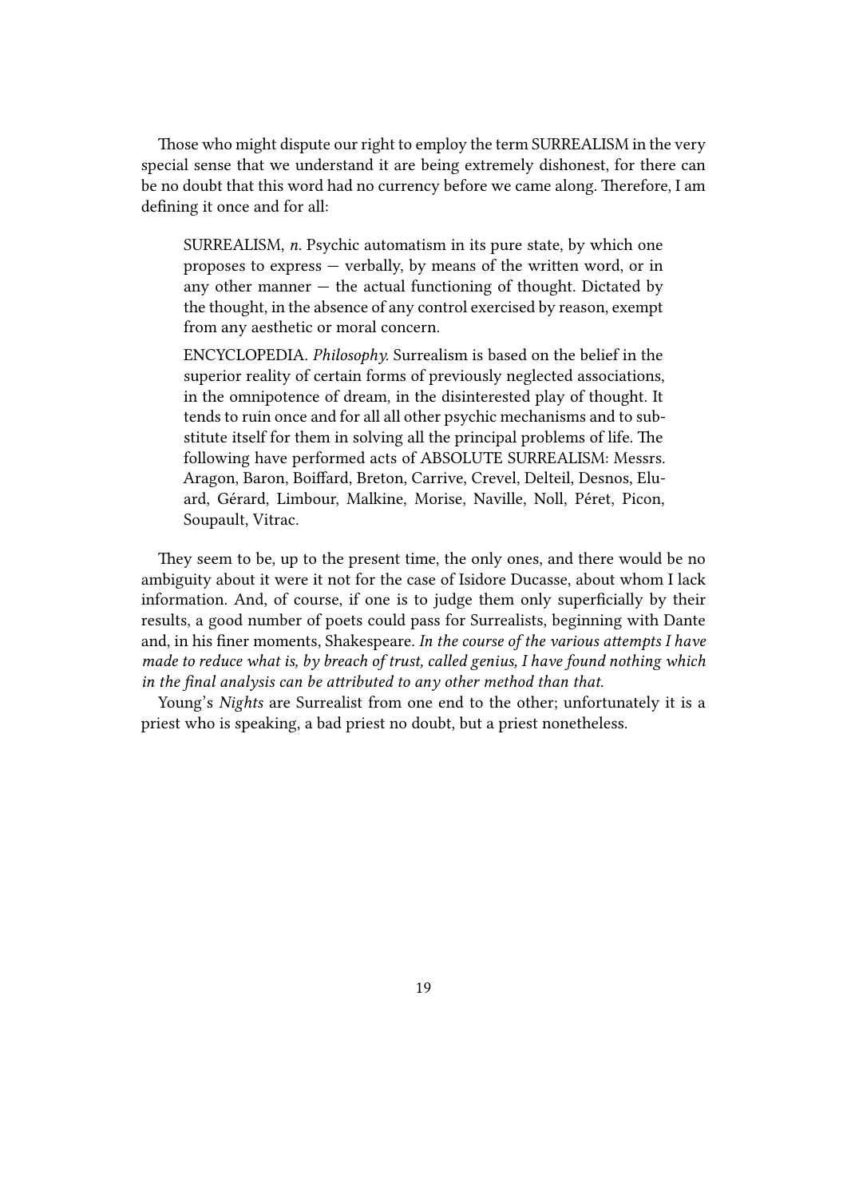Those who might dispute our right to employ the term SURREALISM in the very special sense that we understand it are being extremely dishonest, for there can be no doubt that this word had no currency before we came along. Therefore, I am defining it once and for all:

> SURREALISM, *n.* Psychic automatism in its pure state, by which one proposes to express — verbally, by means of the written word, or in any other manner — the actual functioning of thought. Dictated by the thought, in the absence of any control exercised by reason, exempt from any aesthetic or moral concern.
>
> ENCYCLOPEDIA. *Philosophy.* Surrealism is based on the belief in the superior reality of certain forms of previously neglected associations, in the omnipotence of dream, in the disinterested play of thought. It tends to ruin once and for all all other psychic mechanisms and to substitute itself for them in solving all the principal problems of life. The following have performed acts of ABSOLUTE SURREALISM: Messrs. Aragon, Baron, Boiffard, Breton, Carrive, Crevel, Delteil, Desnos, Eluard, Gérard, Limbour, Malkine, Morise, Naville, Noll, Péret, Picon, Soupault, Vitrac.

They seem to be, up to the present time, the only ones, and there would be no ambiguity about it were it not for the case of Isidore Ducasse, about whom I lack information. And, of course, if one is to judge them only superficially by their results, a good number of poets could pass for Surrealists, beginning with Dante and, in his finer moments, Shakespeare. *In the course of the various attempts I have made to reduce what is, by breach of trust, called genius, I have found nothing which in the final analysis can be attributed to any other method than that.*

Young's *Nights* are Surrealist from one end to the other; unfortunately it is a priest who is speaking, a bad priest no doubt, but a priest nonetheless.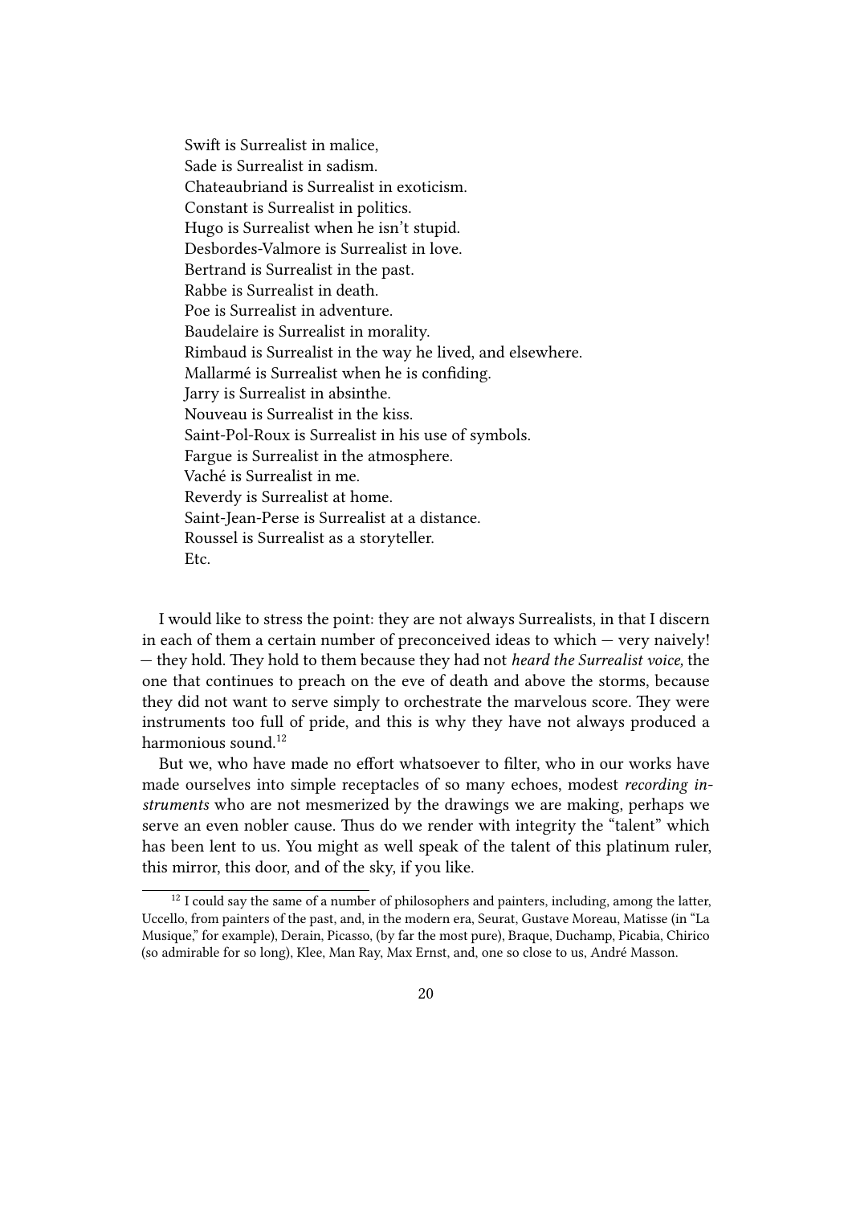Swift is Surrealist in malice,  
Sade is Surrealist in sadism.  
Chateaubriand is Surrealist in exoticism.  
Constant is Surrealist in politics.  
Hugo is Surrealist when he isn't stupid.  
Desbordes-Valmore is Surrealist in love.  
Bertrand is Surrealist in the past.  
Rabbe is Surrealist in death.  
Poe is Surrealist in adventure.  
Baudelaire is Surrealist in morality.  
Rimbaud is Surrealist in the way he lived, and elsewhere.  
Mallarmé is Surrealist when he is confiding.  
Jarry is Surrealist in absinthe.  
Nouveau is Surrealist in the kiss.  
Saint-Pol-Roux is Surrealist in his use of symbols.  
Fargue is Surrealist in the atmosphere.  
Vaché is Surrealist in me.  
Reverdy is Surrealist at home.  
Saint-Jean-Perse is Surrealist at a distance.  
Roussel is Surrealist as a storyteller.  
Etc.

I would like to stress the point: they are not always Surrealists, in that I discern in each of them a certain number of preconceived ideas to which — very naively! — they hold. They hold to them because they had not *heard the Surrealist voice,* the one that continues to preach on the eve of death and above the storms, because they did not want to serve simply to orchestrate the marvelous score. They were instruments too full of pride, and this is why they have not always produced a harmonious sound.[12]

But we, who have made no effort whatsoever to filter, who in our works have made ourselves into simple receptacles of so many echoes, modest *recording instruments* who are not mesmerized by the drawings we are making, perhaps we serve an even nobler cause. Thus do we render with integrity the "talent" which has been lent to us. You might as well speak of the talent of this platinum ruler, this mirror, this door, and of the sky, if you like.

[12] I could say the same of a number of philosophers and painters, including, among the latter, Uccello, from painters of the past, and, in the modern era, Seurat, Gustave Moreau, Matisse (in "La Musique," for example), Derain, Picasso, (by far the most pure), Braque, Duchamp, Picabia, Chirico (so admirable for so long), Klee, Man Ray, Max Ernst, and, one so close to us, André Masson.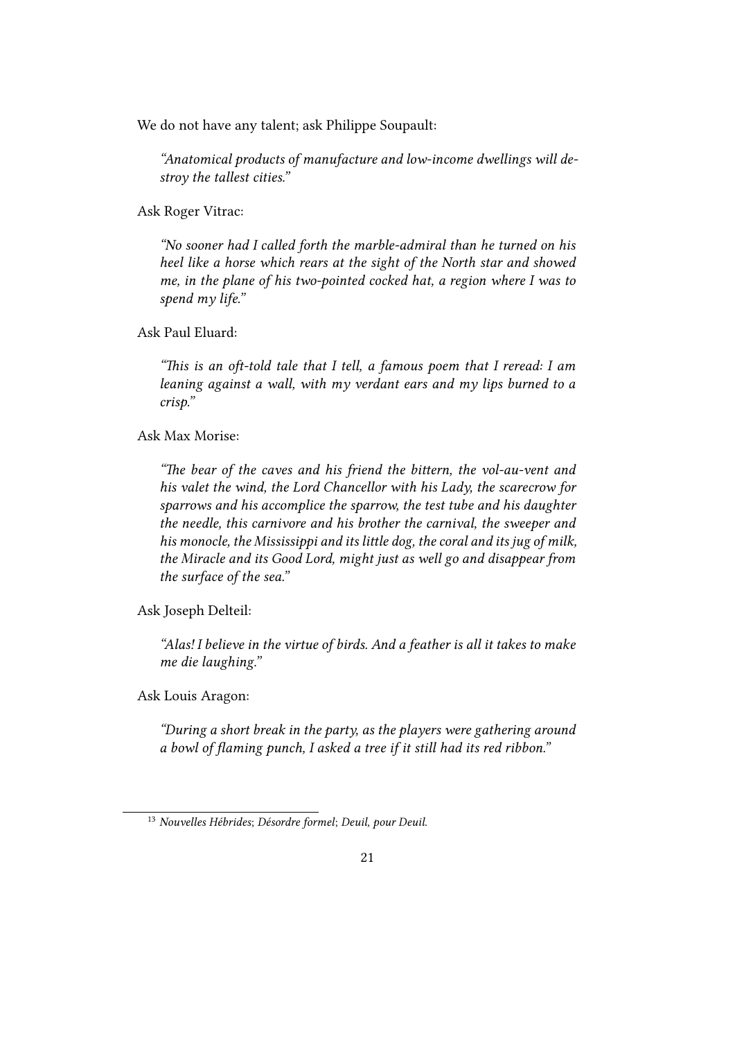We do not have any talent; ask Philippe Soupault:

> *"Anatomical products of manufacture and low-income dwellings will destroy the tallest cities."*

Ask Roger Vitrac:

> *"No sooner had I called forth the marble-admiral than he turned on his heel like a horse which rears at the sight of the North star and showed me, in the plane of his two-pointed cocked hat, a region where I was to spend my life."*

Ask Paul Eluard:

> *"This is an oft-told tale that I tell, a famous poem that I reread: I am leaning against a wall, with my verdant ears and my lips burned to a crisp."*

Ask Max Morise:

> *"The bear of the caves and his friend the bittern, the vol-au-vent and his valet the wind, the Lord Chancellor with his Lady, the scarecrow for sparrows and his accomplice the sparrow, the test tube and his daughter the needle, this carnivore and his brother the carnival, the sweeper and his monocle, the Mississippi and its little dog, the coral and its jug of milk, the Miracle and its Good Lord, might just as well go and disappear from the surface of the sea."*

Ask Joseph Delteil:

> *"Alas! I believe in the virtue of birds. And a feather is all it takes to make me die laughing."*

Ask Louis Aragon:

> *"During a short break in the party, as the players were gathering around a bowl of flaming punch, I asked a tree if it still had its red ribbon."*

---

[13] *Nouvelles Hébrides*; *Désordre formel*; *Deuil, pour Deuil.*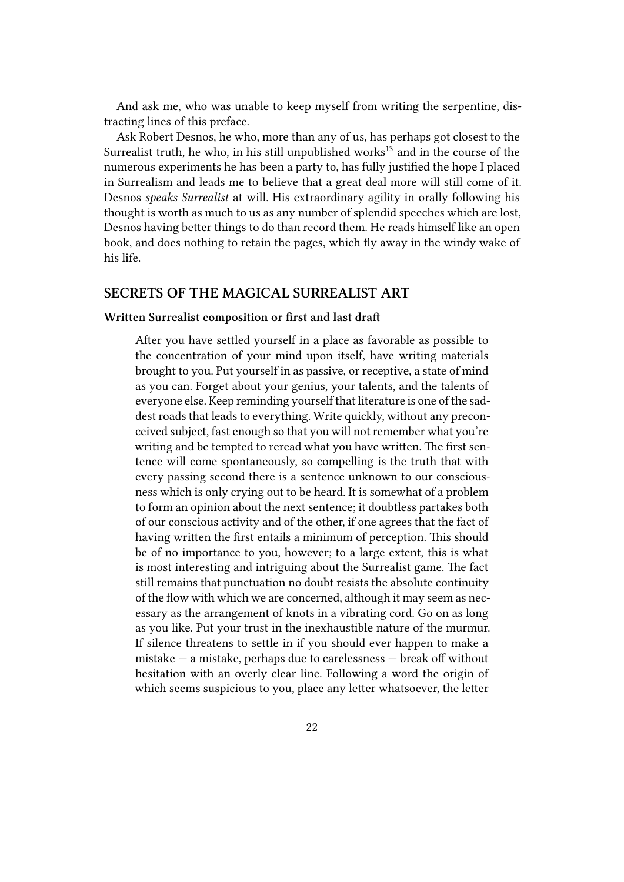And ask me, who was unable to keep myself from writing the serpentine, distracting lines of this preface.

Ask Robert Desnos, he who, more than any of us, has perhaps got closest to the Surrealist truth, he who, in his still unpublished works[13] and in the course of the numerous experiments he has been a party to, has fully justified the hope I placed in Surrealism and leads me to believe that a great deal more will still come of it. Desnos *speaks Surrealist* at will. His extraordinary agility in orally following his thought is worth as much to us as any number of splendid speeches which are lost, Desnos having better things to do than record them. He reads himself like an open book, and does nothing to retain the pages, which fly away in the windy wake of his life.

## SECRETS OF THE MAGICAL SURREALIST ART

### Written Surrealist composition or first and last draft

> After you have settled yourself in a place as favorable as possible to the concentration of your mind upon itself, have writing materials brought to you. Put yourself in as passive, or receptive, a state of mind as you can. Forget about your genius, your talents, and the talents of everyone else. Keep reminding yourself that literature is one of the saddest roads that leads to everything. Write quickly, without any preconceived subject, fast enough so that you will not remember what you're writing and be tempted to reread what you have written. The first sentence will come spontaneously, so compelling is the truth that with every passing second there is a sentence unknown to our consciousness which is only crying out to be heard. It is somewhat of a problem to form an opinion about the next sentence; it doubtless partakes both of our conscious activity and of the other, if one agrees that the fact of having written the first entails a minimum of perception. This should be of no importance to you, however; to a large extent, this is what is most interesting and intriguing about the Surrealist game. The fact still remains that punctuation no doubt resists the absolute continuity of the flow with which we are concerned, although it may seem as necessary as the arrangement of knots in a vibrating cord. Go on as long as you like. Put your trust in the inexhaustible nature of the murmur. If silence threatens to settle in if you should ever happen to make a mistake — a mistake, perhaps due to carelessness — break off without hesitation with an overly clear line. Following a word the origin of which seems suspicious to you, place any letter whatsoever, the letter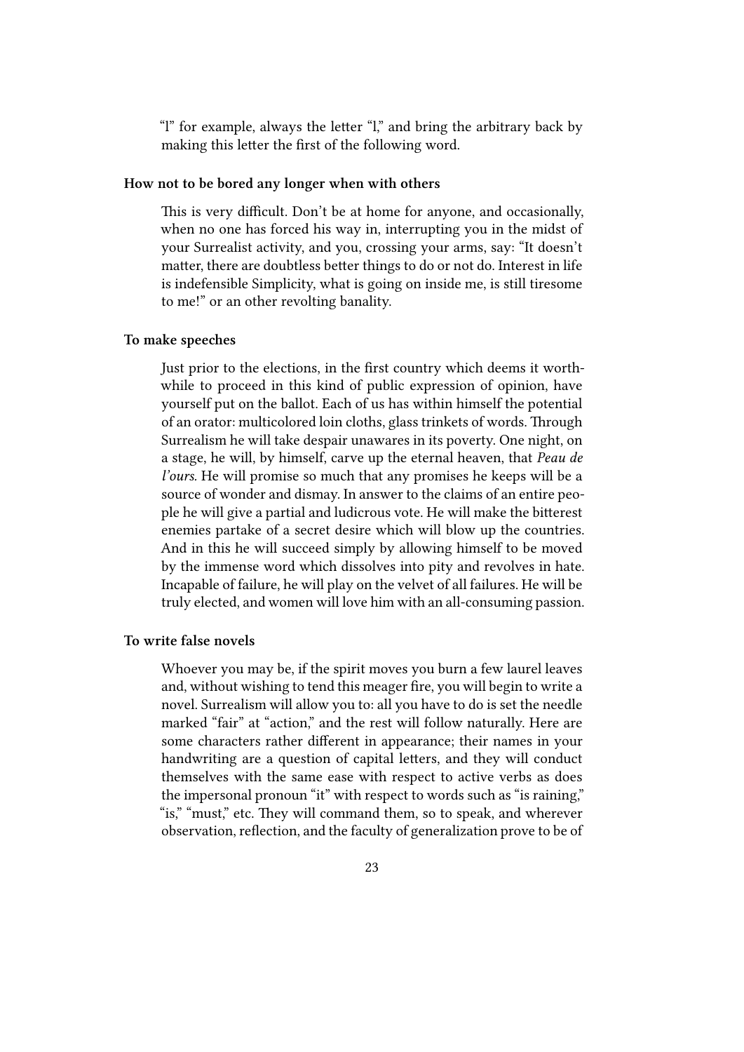"l" for example, always the letter "l," and bring the arbitrary back by making this letter the first of the following word.

### How not to be bored any longer when with others

This is very difficult. Don't be at home for anyone, and occasionally, when no one has forced his way in, interrupting you in the midst of your Surrealist activity, and you, crossing your arms, say: "It doesn't matter, there are doubtless better things to do or not do. Interest in life is indefensible Simplicity, what is going on inside me, is still tiresome to me!" or an other revolting banality.

### To make speeches

Just prior to the elections, in the first country which deems it worthwhile to proceed in this kind of public expression of opinion, have yourself put on the ballot. Each of us has within himself the potential of an orator: multicolored loin cloths, glass trinkets of words. Through Surrealism he will take despair unawares in its poverty. One night, on a stage, he will, by himself, carve up the eternal heaven, that *Peau de l'ours.* He will promise so much that any promises he keeps will be a source of wonder and dismay. In answer to the claims of an entire people he will give a partial and ludicrous vote. He will make the bitterest enemies partake of a secret desire which will blow up the countries. And in this he will succeed simply by allowing himself to be moved by the immense word which dissolves into pity and revolves in hate. Incapable of failure, he will play on the velvet of all failures. He will be truly elected, and women will love him with an all-consuming passion.

### To write false novels

Whoever you may be, if the spirit moves you burn a few laurel leaves and, without wishing to tend this meager fire, you will begin to write a novel. Surrealism will allow you to: all you have to do is set the needle marked "fair" at "action," and the rest will follow naturally. Here are some characters rather different in appearance; their names in your handwriting are a question of capital letters, and they will conduct themselves with the same ease with respect to active verbs as does the impersonal pronoun "it" with respect to words such as "is raining," "is," "must," etc. They will command them, so to speak, and wherever observation, reflection, and the faculty of generalization prove to be of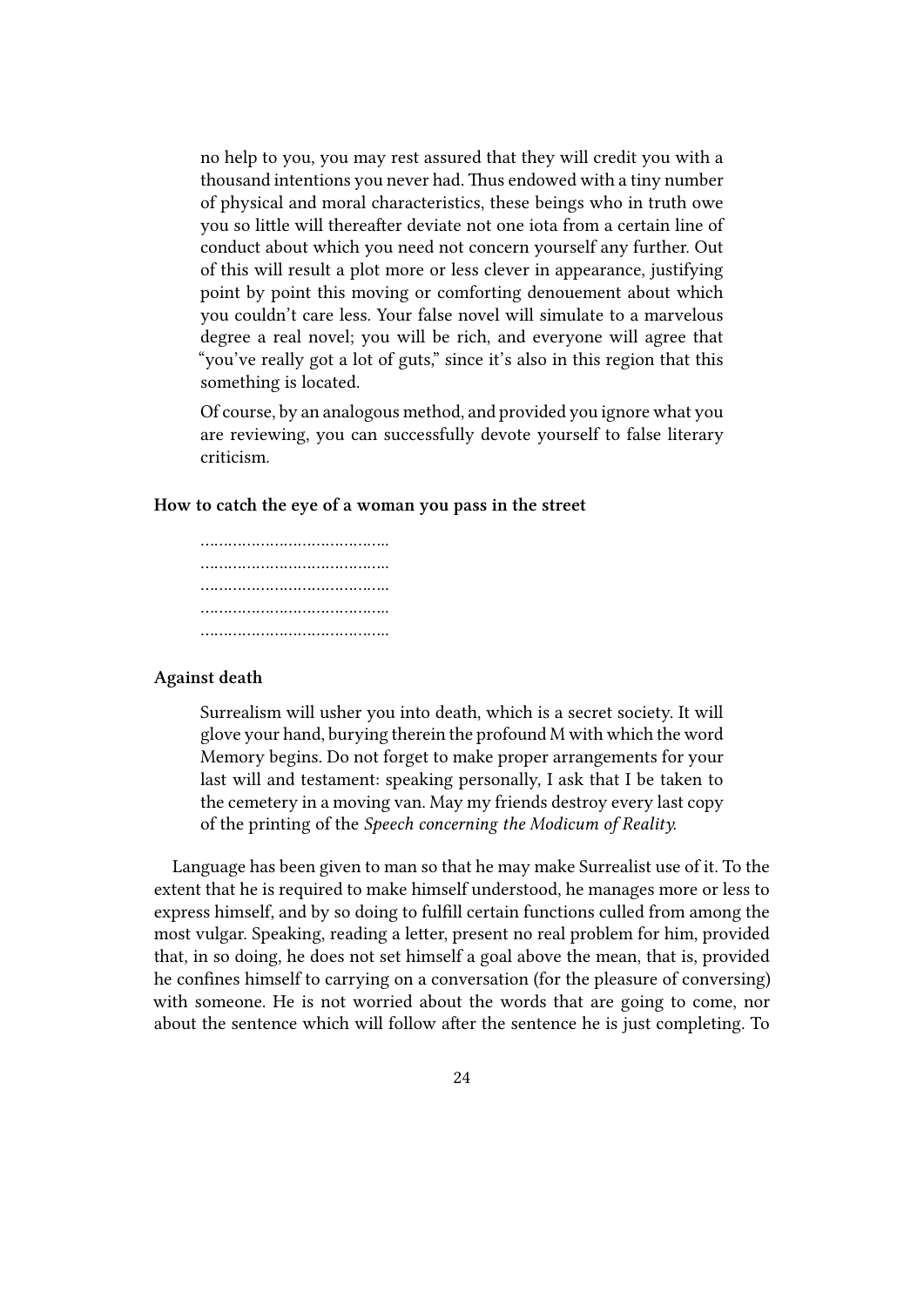no help to you, you may rest assured that they will credit you with a thousand intentions you never had. Thus endowed with a tiny number of physical and moral characteristics, these beings who in truth owe you so little will thereafter deviate not one iota from a certain line of conduct about which you need not concern yourself any further. Out of this will result a plot more or less clever in appearance, justifying point by point this moving or comforting denouement about which you couldn't care less. Your false novel will simulate to a marvelous degree a real novel; you will be rich, and everyone will agree that "you've really got a lot of guts," since it's also in this region that this something is located.

Of course, by an analogous method, and provided you ignore what you are reviewing, you can successfully devote yourself to false literary criticism.

**How to catch the eye of a woman you pass in the street**

……………………………………
……………………………………
……………………………………
……………………………………
……………………………………

**Against death**

Surrealism will usher you into death, which is a secret society. It will glove your hand, burying therein the profound M with which the word Memory begins. Do not forget to make proper arrangements for your last will and testament: speaking personally, I ask that I be taken to the cemetery in a moving van. May my friends destroy every last copy of the printing of the *Speech concerning the Modicum of Reality.*

Language has been given to man so that he may make Surrealist use of it. To the extent that he is required to make himself understood, he manages more or less to express himself, and by so doing to fulfill certain functions culled from among the most vulgar. Speaking, reading a letter, present no real problem for him, provided that, in so doing, he does not set himself a goal above the mean, that is, provided he confines himself to carrying on a conversation (for the pleasure of conversing) with someone. He is not worried about the words that are going to come, nor about the sentence which will follow after the sentence he is just completing. To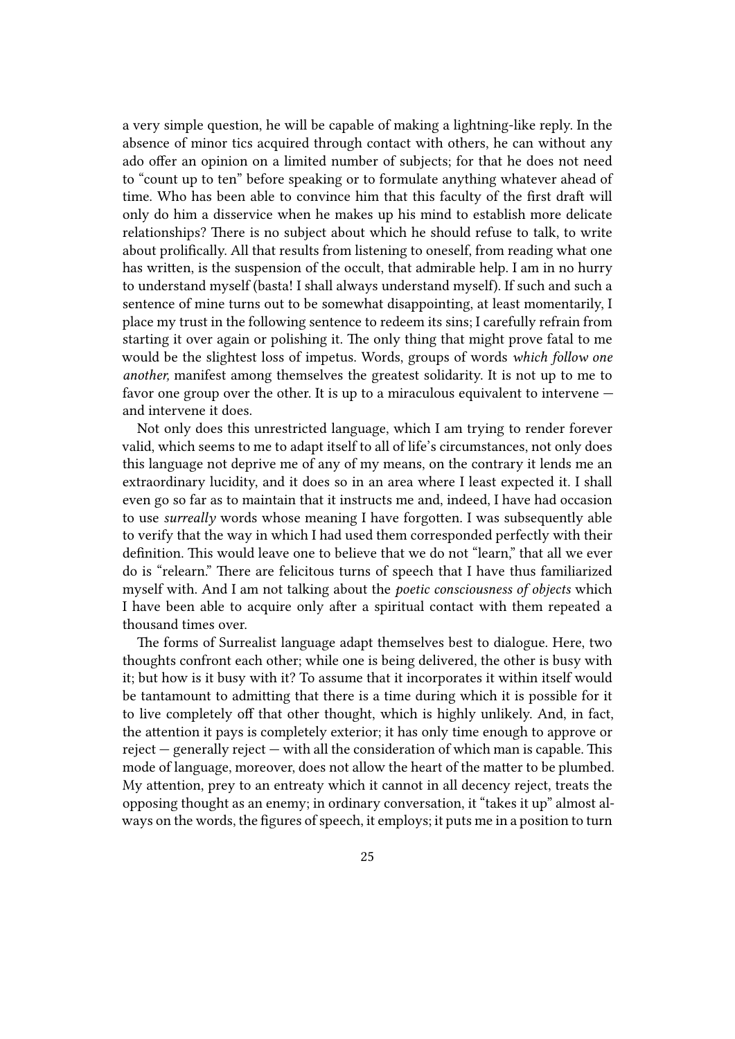a very simple question, he will be capable of making a lightning-like reply. In the absence of minor tics acquired through contact with others, he can without any ado offer an opinion on a limited number of subjects; for that he does not need to "count up to ten" before speaking or to formulate anything whatever ahead of time. Who has been able to convince him that this faculty of the first draft will only do him a disservice when he makes up his mind to establish more delicate relationships? There is no subject about which he should refuse to talk, to write about prolifically. All that results from listening to oneself, from reading what one has written, is the suspension of the occult, that admirable help. I am in no hurry to understand myself (basta! I shall always understand myself). If such and such a sentence of mine turns out to be somewhat disappointing, at least momentarily, I place my trust in the following sentence to redeem its sins; I carefully refrain from starting it over again or polishing it. The only thing that might prove fatal to me would be the slightest loss of impetus. Words, groups of words *which follow one another,* manifest among themselves the greatest solidarity. It is not up to me to favor one group over the other. It is up to a miraculous equivalent to intervene — and intervene it does.

Not only does this unrestricted language, which I am trying to render forever valid, which seems to me to adapt itself to all of life's circumstances, not only does this language not deprive me of any of my means, on the contrary it lends me an extraordinary lucidity, and it does so in an area where I least expected it. I shall even go so far as to maintain that it instructs me and, indeed, I have had occasion to use *surreally* words whose meaning I have forgotten. I was subsequently able to verify that the way in which I had used them corresponded perfectly with their definition. This would leave one to believe that we do not "learn," that all we ever do is "relearn." There are felicitous turns of speech that I have thus familiarized myself with. And I am not talking about the *poetic consciousness of objects* which I have been able to acquire only after a spiritual contact with them repeated a thousand times over.

The forms of Surrealist language adapt themselves best to dialogue. Here, two thoughts confront each other; while one is being delivered, the other is busy with it; but how is it busy with it? To assume that it incorporates it within itself would be tantamount to admitting that there is a time during which it is possible for it to live completely off that other thought, which is highly unlikely. And, in fact, the attention it pays is completely exterior; it has only time enough to approve or reject — generally reject — with all the consideration of which man is capable. This mode of language, moreover, does not allow the heart of the matter to be plumbed. My attention, prey to an entreaty which it cannot in all decency reject, treats the opposing thought as an enemy; in ordinary conversation, it "takes it up" almost always on the words, the figures of speech, it employs; it puts me in a position to turn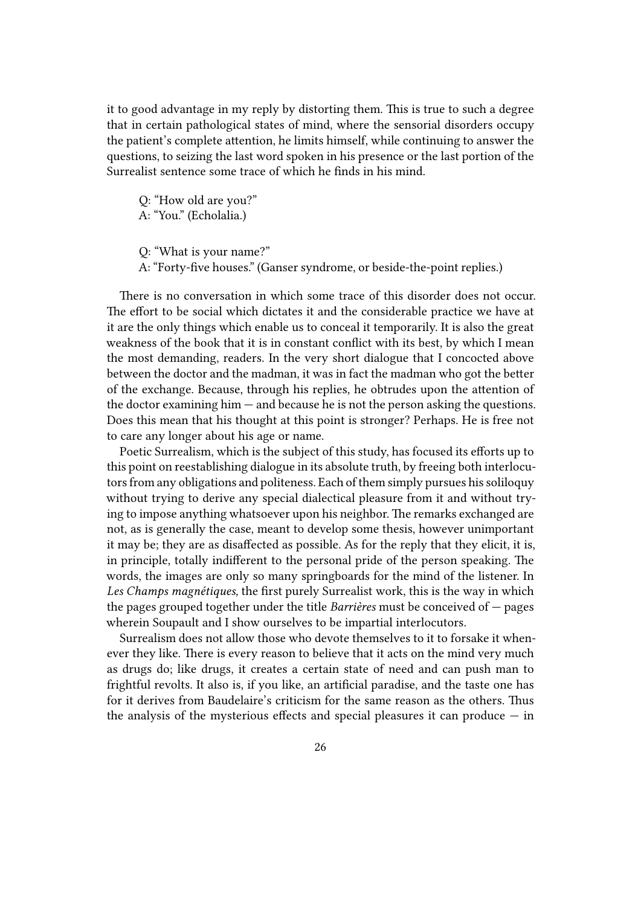it to good advantage in my reply by distorting them. This is true to such a degree that in certain pathological states of mind, where the sensorial disorders occupy the patient's complete attention, he limits himself, while continuing to answer the questions, to seizing the last word spoken in his presence or the last portion of the Surrealist sentence some trace of which he finds in his mind.

> Q: "How old are you?"
> A: "You." (Echolalia.)
>
> Q: "What is your name?"
> A: "Forty-five houses." (Ganser syndrome, or beside-the-point replies.)

There is no conversation in which some trace of this disorder does not occur. The effort to be social which dictates it and the considerable practice we have at it are the only things which enable us to conceal it temporarily. It is also the great weakness of the book that it is in constant conflict with its best, by which I mean the most demanding, readers. In the very short dialogue that I concocted above between the doctor and the madman, it was in fact the madman who got the better of the exchange. Because, through his replies, he obtrudes upon the attention of the doctor examining him — and because he is not the person asking the questions. Does this mean that his thought at this point is stronger? Perhaps. He is free not to care any longer about his age or name.

Poetic Surrealism, which is the subject of this study, has focused its efforts up to this point on reestablishing dialogue in its absolute truth, by freeing both interlocutors from any obligations and politeness. Each of them simply pursues his soliloquy without trying to derive any special dialectical pleasure from it and without trying to impose anything whatsoever upon his neighbor. The remarks exchanged are not, as is generally the case, meant to develop some thesis, however unimportant it may be; they are as disaffected as possible. As for the reply that they elicit, it is, in principle, totally indifferent to the personal pride of the person speaking. The words, the images are only so many springboards for the mind of the listener. In *Les Champs magnétiques,* the first purely Surrealist work, this is the way in which the pages grouped together under the title *Barrières* must be conceived of — pages wherein Soupault and I show ourselves to be impartial interlocutors.

Surrealism does not allow those who devote themselves to it to forsake it whenever they like. There is every reason to believe that it acts on the mind very much as drugs do; like drugs, it creates a certain state of need and can push man to frightful revolts. It also is, if you like, an artificial paradise, and the taste one has for it derives from Baudelaire's criticism for the same reason as the others. Thus the analysis of the mysterious effects and special pleasures it can produce — in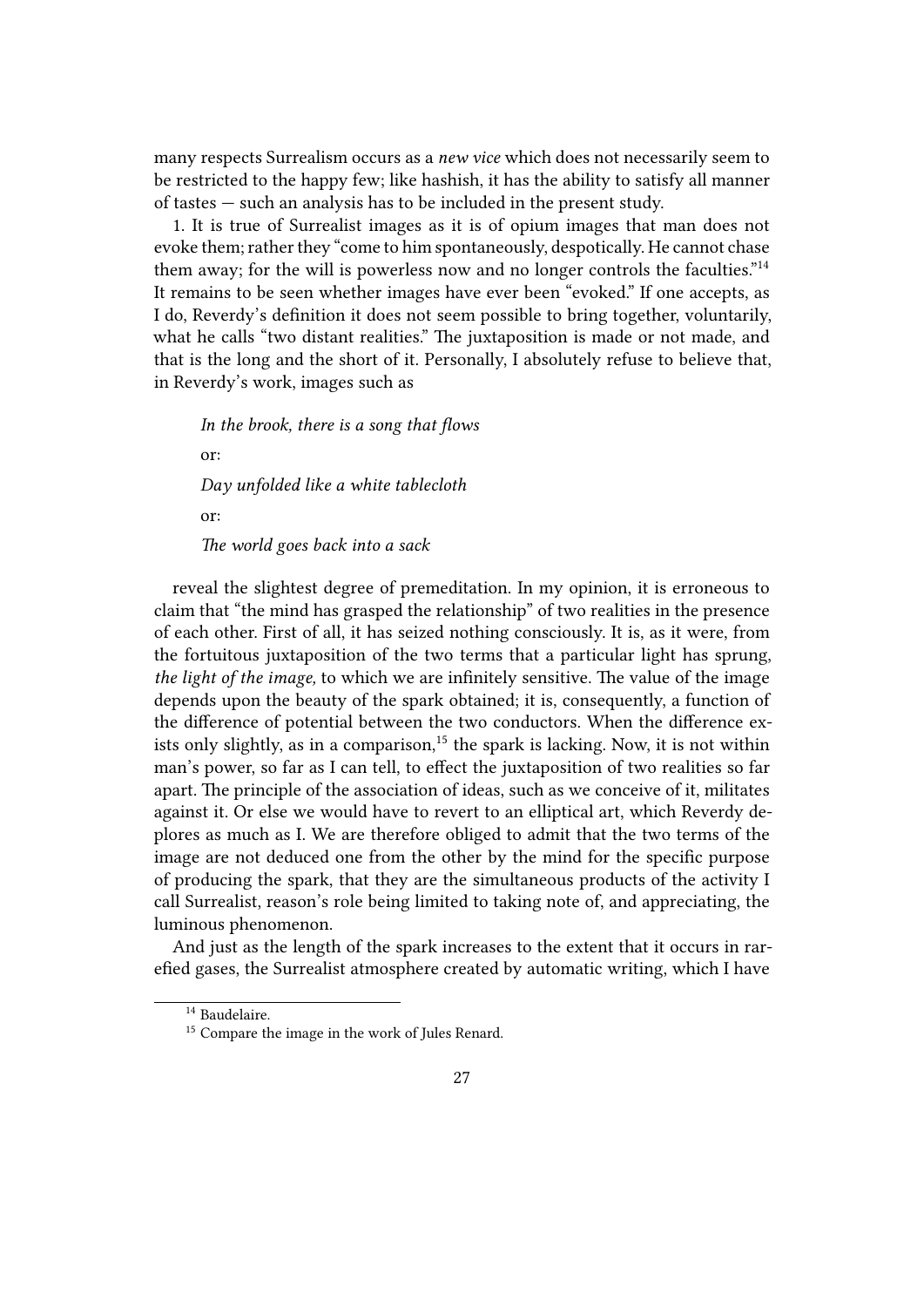many respects Surrealism occurs as a *new vice* which does not necessarily seem to be restricted to the happy few; like hashish, it has the ability to satisfy all manner of tastes — such an analysis has to be included in the present study.

1. It is true of Surrealist images as it is of opium images that man does not evoke them; rather they "come to him spontaneously, despotically. He cannot chase them away; for the will is powerless now and no longer controls the faculties."[14] It remains to be seen whether images have ever been "evoked." If one accepts, as I do, Reverdy's definition it does not seem possible to bring together, voluntarily, what he calls "two distant realities." The juxtaposition is made or not made, and that is the long and the short of it. Personally, I absolutely refuse to believe that, in Reverdy's work, images such as

> *In the brook, there is a song that flows*
>
> or:
>
> *Day unfolded like a white tablecloth*
>
> or:
>
> *The world goes back into a sack*

reveal the slightest degree of premeditation. In my opinion, it is erroneous to claim that "the mind has grasped the relationship" of two realities in the presence of each other. First of all, it has seized nothing consciously. It is, as it were, from the fortuitous juxtaposition of the two terms that a particular light has sprung, *the light of the image,* to which we are infinitely sensitive. The value of the image depends upon the beauty of the spark obtained; it is, consequently, a function of the difference of potential between the two conductors. When the difference exists only slightly, as in a comparison,[15] the spark is lacking. Now, it is not within man's power, so far as I can tell, to effect the juxtaposition of two realities so far apart. The principle of the association of ideas, such as we conceive of it, militates against it. Or else we would have to revert to an elliptical art, which Reverdy deplores as much as I. We are therefore obliged to admit that the two terms of the image are not deduced one from the other by the mind for the specific purpose of producing the spark, that they are the simultaneous products of the activity I call Surrealist, reason's role being limited to taking note of, and appreciating, the luminous phenomenon.

And just as the length of the spark increases to the extent that it occurs in rarefied gases, the Surrealist atmosphere created by automatic writing, which I have

[14] Baudelaire.

[15] Compare the image in the work of Jules Renard.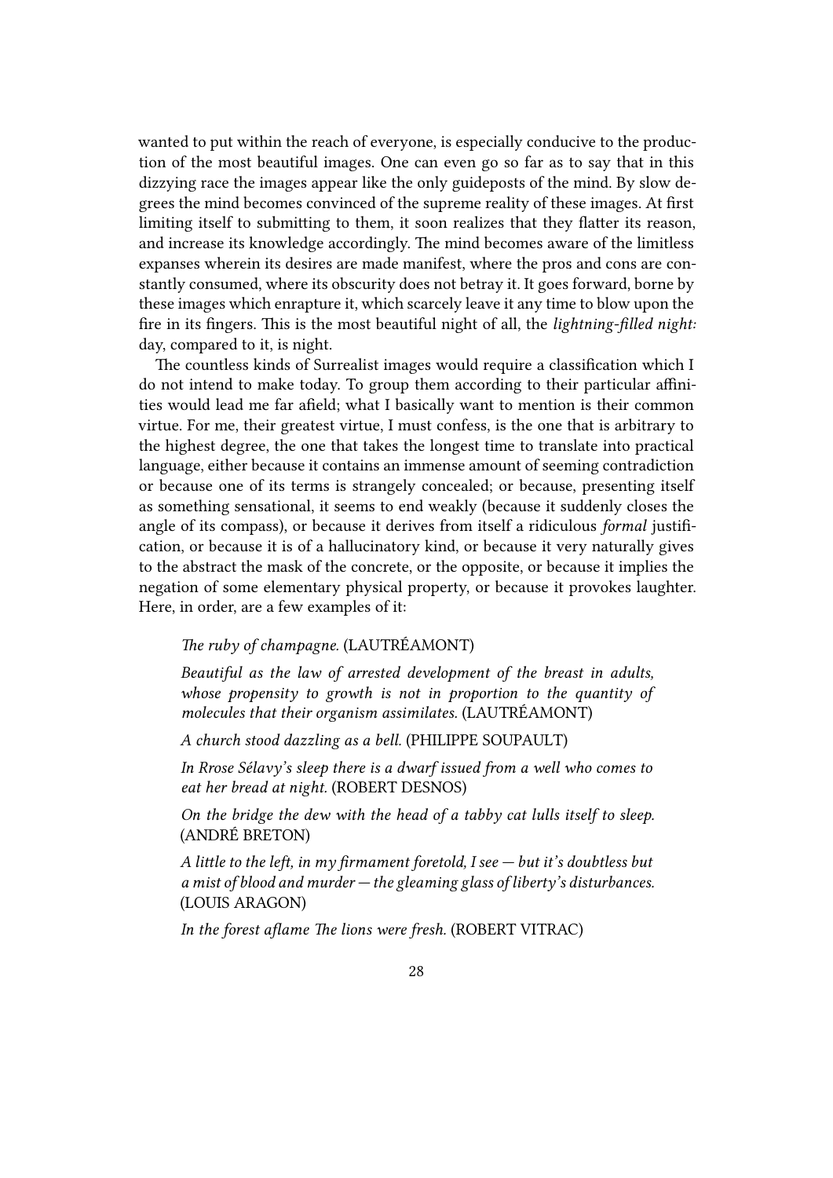wanted to put within the reach of everyone, is especially conducive to the production of the most beautiful images. One can even go so far as to say that in this dizzying race the images appear like the only guideposts of the mind. By slow degrees the mind becomes convinced of the supreme reality of these images. At first limiting itself to submitting to them, it soon realizes that they flatter its reason, and increase its knowledge accordingly. The mind becomes aware of the limitless expanses wherein its desires are made manifest, where the pros and cons are constantly consumed, where its obscurity does not betray it. It goes forward, borne by these images which enrapture it, which scarcely leave it any time to blow upon the fire in its fingers. This is the most beautiful night of all, the *lightning-filled night:* day, compared to it, is night.

The countless kinds of Surrealist images would require a classification which I do not intend to make today. To group them according to their particular affinities would lead me far afield; what I basically want to mention is their common virtue. For me, their greatest virtue, I must confess, is the one that is arbitrary to the highest degree, the one that takes the longest time to translate into practical language, either because it contains an immense amount of seeming contradiction or because one of its terms is strangely concealed; or because, presenting itself as something sensational, it seems to end weakly (because it suddenly closes the angle of its compass), or because it derives from itself a ridiculous *formal* justification, or because it is of a hallucinatory kind, or because it very naturally gives to the abstract the mask of the concrete, or the opposite, or because it implies the negation of some elementary physical property, or because it provokes laughter. Here, in order, are a few examples of it:

> *The ruby of champagne.* (LAUTRÉAMONT)
>
> *Beautiful as the law of arrested development of the breast in adults, whose propensity to growth is not in proportion to the quantity of molecules that their organism assimilates.* (LAUTRÉAMONT)
>
> *A church stood dazzling as a bell.* (PHILIPPE SOUPAULT)
>
> *In Rrose Sélavy's sleep there is a dwarf issued from a well who comes to eat her bread at night.* (ROBERT DESNOS)
>
> *On the bridge the dew with the head of a tabby cat lulls itself to sleep.* (ANDRÉ BRETON)
>
> *A little to the left, in my firmament foretold, I see — but it's doubtless but a mist of blood and murder — the gleaming glass of liberty's disturbances.* (LOUIS ARAGON)
>
> *In the forest aflame The lions were fresh.* (ROBERT VITRAC)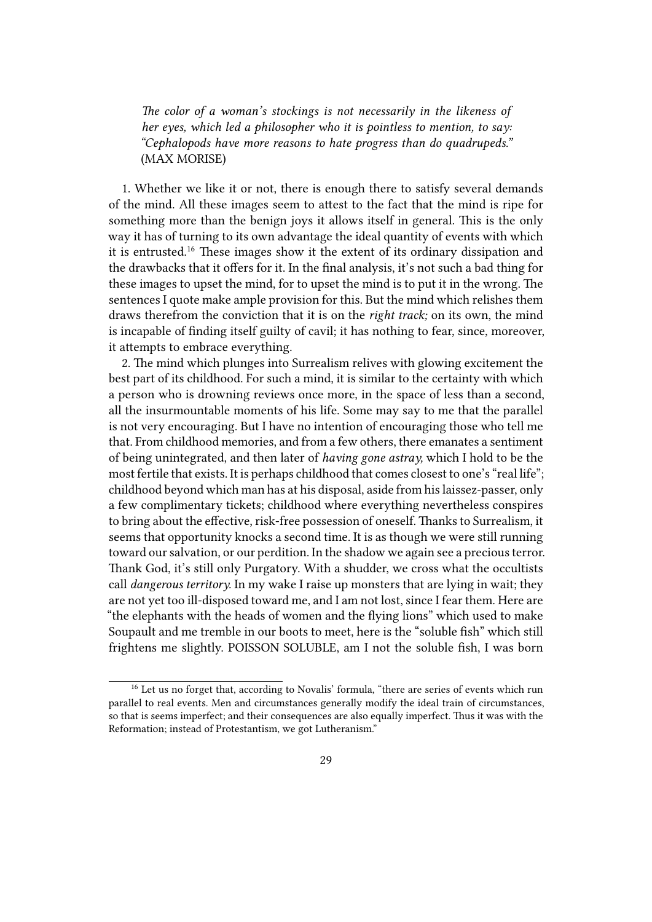*The color of a woman's stockings is not necessarily in the likeness of her eyes, which led a philosopher who it is pointless to mention, to say: "Cephalopods have more reasons to hate progress than do quadrupeds."* (MAX MORISE)

1. Whether we like it or not, there is enough there to satisfy several demands of the mind. All these images seem to attest to the fact that the mind is ripe for something more than the benign joys it allows itself in general. This is the only way it has of turning to its own advantage the ideal quantity of events with which it is entrusted.[16] These images show it the extent of its ordinary dissipation and the drawbacks that it offers for it. In the final analysis, it's not such a bad thing for these images to upset the mind, for to upset the mind is to put it in the wrong. The sentences I quote make ample provision for this. But the mind which relishes them draws therefrom the conviction that it is on the *right track;* on its own, the mind is incapable of finding itself guilty of cavil; it has nothing to fear, since, moreover, it attempts to embrace everything.

2. The mind which plunges into Surrealism relives with glowing excitement the best part of its childhood. For such a mind, it is similar to the certainty with which a person who is drowning reviews once more, in the space of less than a second, all the insurmountable moments of his life. Some may say to me that the parallel is not very encouraging. But I have no intention of encouraging those who tell me that. From childhood memories, and from a few others, there emanates a sentiment of being unintegrated, and then later of *having gone astray,* which I hold to be the most fertile that exists. It is perhaps childhood that comes closest to one's "real life"; childhood beyond which man has at his disposal, aside from his laissez-passer, only a few complimentary tickets; childhood where everything nevertheless conspires to bring about the effective, risk-free possession of oneself. Thanks to Surrealism, it seems that opportunity knocks a second time. It is as though we were still running toward our salvation, or our perdition. In the shadow we again see a precious terror. Thank God, it's still only Purgatory. With a shudder, we cross what the occultists call *dangerous territory.* In my wake I raise up monsters that are lying in wait; they are not yet too ill-disposed toward me, and I am not lost, since I fear them. Here are "the elephants with the heads of women and the flying lions" which used to make Soupault and me tremble in our boots to meet, here is the "soluble fish" which still frightens me slightly. POISSON SOLUBLE, am I not the soluble fish, I was born

---

[16] Let us no forget that, according to Novalis' formula, "there are series of events which run parallel to real events. Men and circumstances generally modify the ideal train of circumstances, so that is seems imperfect; and their consequences are also equally imperfect. Thus it was with the Reformation; instead of Protestantism, we got Lutheranism."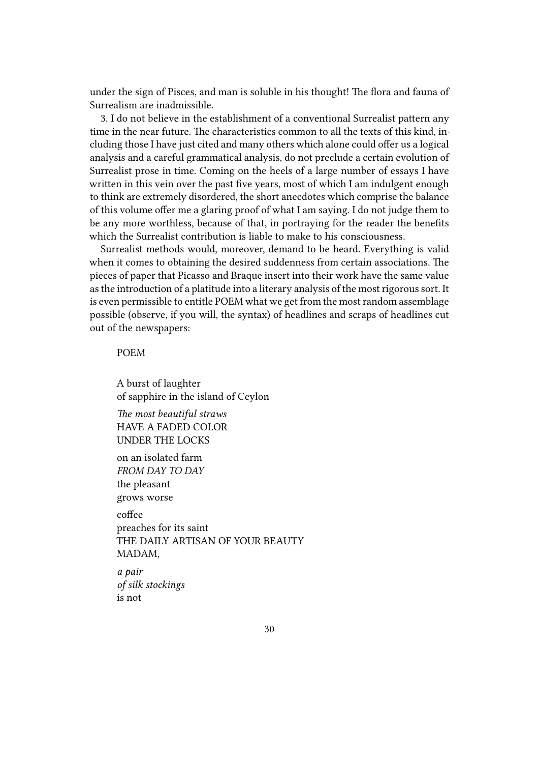under the sign of Pisces, and man is soluble in his thought! The flora and fauna of Surrealism are inadmissible.

3. I do not believe in the establishment of a conventional Surrealist pattern any time in the near future. The characteristics common to all the texts of this kind, including those I have just cited and many others which alone could offer us a logical analysis and a careful grammatical analysis, do not preclude a certain evolution of Surrealist prose in time. Coming on the heels of a large number of essays I have written in this vein over the past five years, most of which I am indulgent enough to think are extremely disordered, the short anecdotes which comprise the balance of this volume offer me a glaring proof of what I am saying. I do not judge them to be any more worthless, because of that, in portraying for the reader the benefits which the Surrealist contribution is liable to make to his consciousness.

Surrealist methods would, moreover, demand to be heard. Everything is valid when it comes to obtaining the desired suddenness from certain associations. The pieces of paper that Picasso and Braque insert into their work have the same value as the introduction of a platitude into a literary analysis of the most rigorous sort. It is even permissible to entitle POEM what we get from the most random assemblage possible (observe, if you will, the syntax) of headlines and scraps of headlines cut out of the newspapers:

POEM

A burst of laughter  
of sapphire in the island of Ceylon

*The most beautiful straws*  
HAVE A FADED COLOR  
UNDER THE LOCKS

on an isolated farm  
*FROM DAY TO DAY*  
the pleasant  
grows worse

coffee  
preaches for its saint  
THE DAILY ARTISAN OF YOUR BEAUTY  
MADAM,

*a pair*  
*of silk stockings*  
is not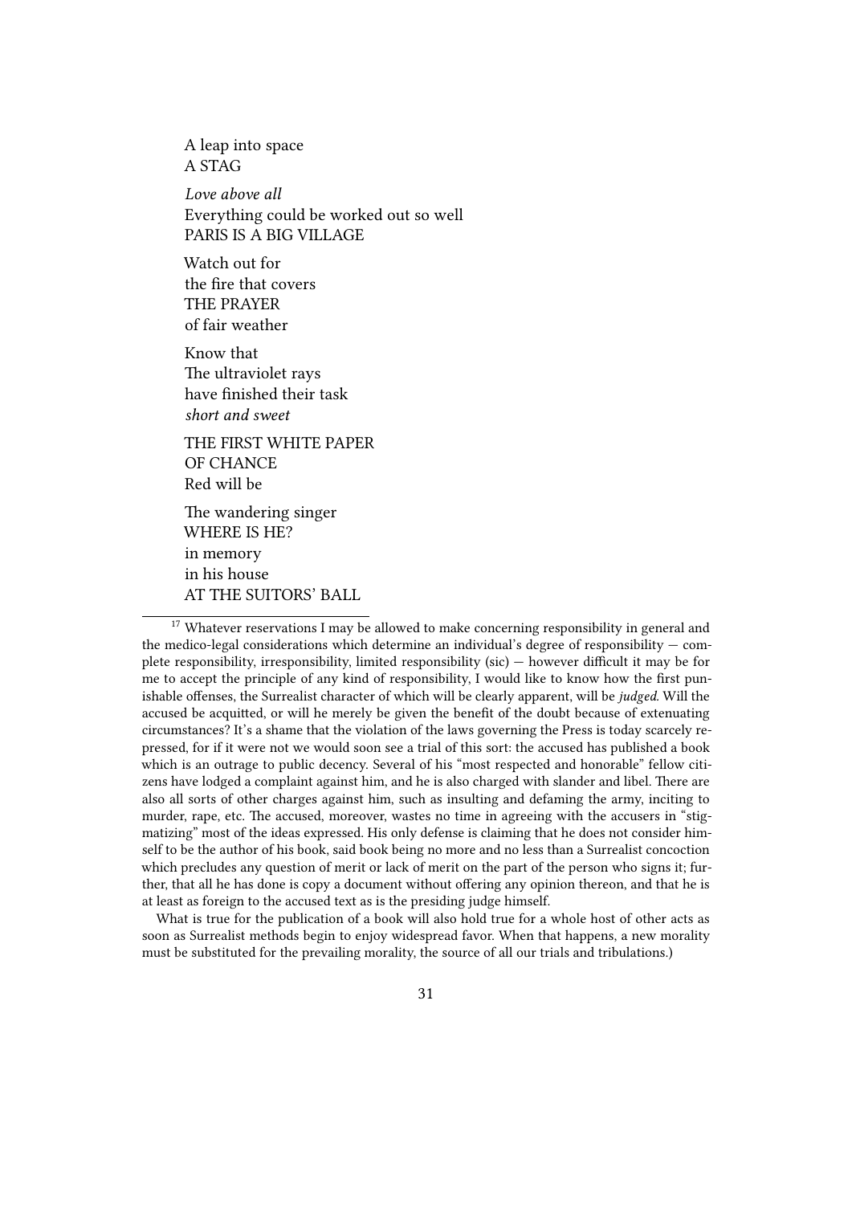A leap into space
A STAG

*Love above all*
Everything could be worked out so well
PARIS IS A BIG VILLAGE

Watch out for
the fire that covers
THE PRAYER
of fair weather

Know that
The ultraviolet rays
have finished their task
*short and sweet*

THE FIRST WHITE PAPER
OF CHANCE
Red will be

The wandering singer
WHERE IS HE?
in memory
in his house
AT THE SUITORS' BALL

---

[17] Whatever reservations I may be allowed to make concerning responsibility in general and the medico-legal considerations which determine an individual's degree of responsibility — complete responsibility, irresponsibility, limited responsibility (sic) — however difficult it may be for me to accept the principle of any kind of responsibility, I would like to know how the first punishable offenses, the Surrealist character of which will be clearly apparent, will be *judged*. Will the accused be acquitted, or will he merely be given the benefit of the doubt because of extenuating circumstances? It's a shame that the violation of the laws governing the Press is today scarcely repressed, for if it were not we would soon see a trial of this sort: the accused has published a book which is an outrage to public decency. Several of his "most respected and honorable" fellow citizens have lodged a complaint against him, and he is also charged with slander and libel. There are also all sorts of other charges against him, such as insulting and defaming the army, inciting to murder, rape, etc. The accused, moreover, wastes no time in agreeing with the accusers in "stigmatizing" most of the ideas expressed. His only defense is claiming that he does not consider himself to be the author of his book, said book being no more and no less than a Surrealist concoction which precludes any question of merit or lack of merit on the part of the person who signs it; further, that all he has done is copy a document without offering any opinion thereon, and that he is at least as foreign to the accused text as is the presiding judge himself.

What is true for the publication of a book will also hold true for a whole host of other acts as soon as Surrealist methods begin to enjoy widespread favor. When that happens, a new morality must be substituted for the prevailing morality, the source of all our trials and tribulations.)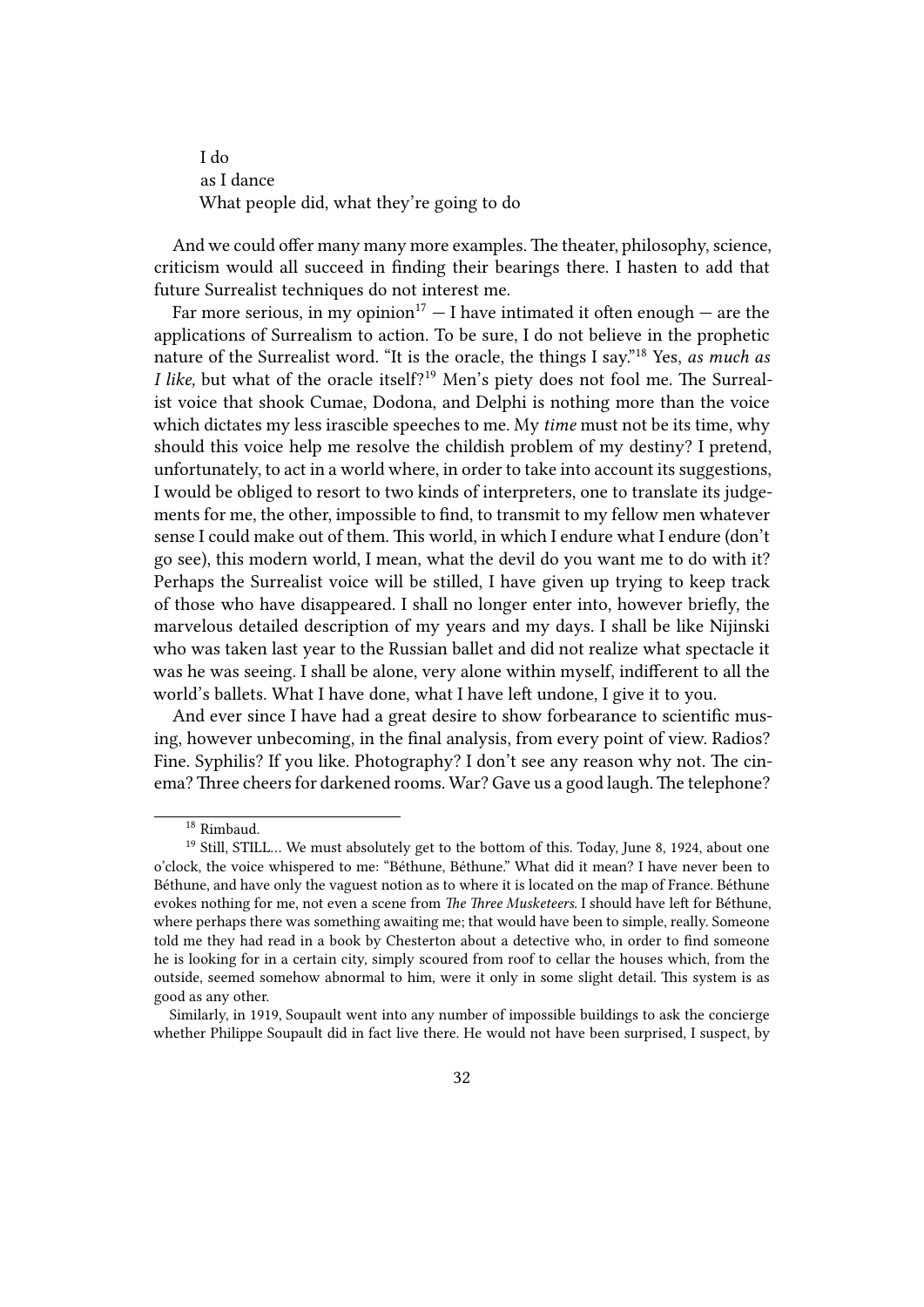I do  
as I dance  
What people did, what they're going to do

And we could offer many many more examples. The theater, philosophy, science, criticism would all succeed in finding their bearings there. I hasten to add that future Surrealist techniques do not interest me.

Far more serious, in my opinion[17] — I have intimated it often enough — are the applications of Surrealism to action. To be sure, I do not believe in the prophetic nature of the Surrealist word. "It is the oracle, the things I say."[18] Yes, *as much as I like,* but what of the oracle itself?[19] Men's piety does not fool me. The Surrealist voice that shook Cumae, Dodona, and Delphi is nothing more than the voice which dictates my less irascible speeches to me. My *time* must not be its time, why should this voice help me resolve the childish problem of my destiny? I pretend, unfortunately, to act in a world where, in order to take into account its suggestions, I would be obliged to resort to two kinds of interpreters, one to translate its judgements for me, the other, impossible to find, to transmit to my fellow men whatever sense I could make out of them. This world, in which I endure what I endure (don't go see), this modern world, I mean, what the devil do you want me to do with it? Perhaps the Surrealist voice will be stilled, I have given up trying to keep track of those who have disappeared. I shall no longer enter into, however briefly, the marvelous detailed description of my years and my days. I shall be like Nijinski who was taken last year to the Russian ballet and did not realize what spectacle it was he was seeing. I shall be alone, very alone within myself, indifferent to all the world's ballets. What I have done, what I have left undone, I give it to you.

And ever since I have had a great desire to show forbearance to scientific musing, however unbecoming, in the final analysis, from every point of view. Radios? Fine. Syphilis? If you like. Photography? I don't see any reason why not. The cinema? Three cheers for darkened rooms. War? Gave us a good laugh. The telephone?

---

[18] Rimbaud.

[19] Still, STILL… We must absolutely get to the bottom of this. Today, June 8, 1924, about one o'clock, the voice whispered to me: "Béthune, Béthune." What did it mean? I have never been to Béthune, and have only the vaguest notion as to where it is located on the map of France. Béthune evokes nothing for me, not even a scene from *The Three Musketeers.* I should have left for Béthune, where perhaps there was something awaiting me; that would have been to simple, really. Someone told me they had read in a book by Chesterton about a detective who, in order to find someone he is looking for in a certain city, simply scoured from roof to cellar the houses which, from the outside, seemed somehow abnormal to him, were it only in some slight detail. This system is as good as any other.

Similarly, in 1919, Soupault went into any number of impossible buildings to ask the concierge whether Philippe Soupault did in fact live there. He would not have been surprised, I suspect, by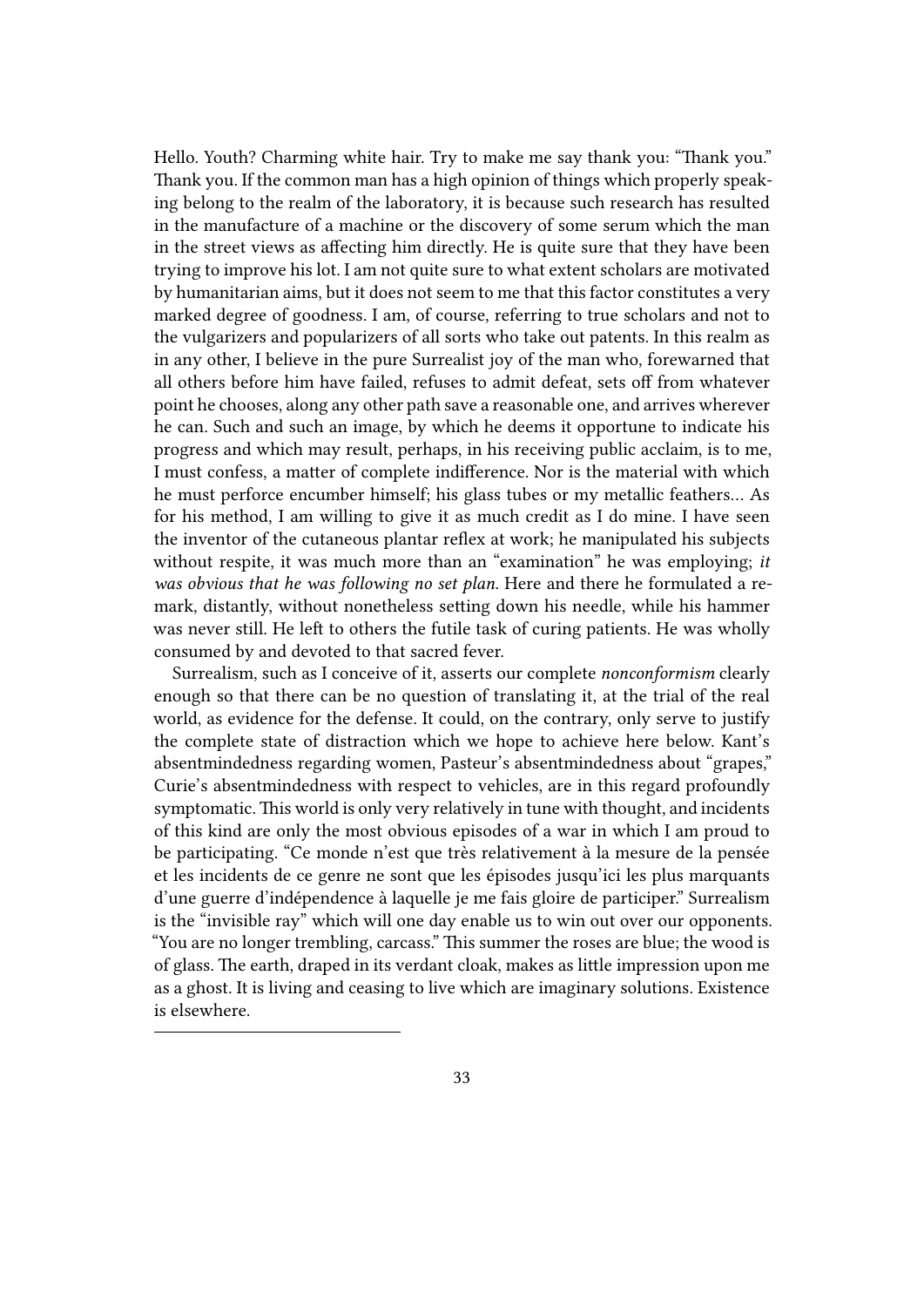Hello. Youth? Charming white hair. Try to make me say thank you: "Thank you." Thank you. If the common man has a high opinion of things which properly speaking belong to the realm of the laboratory, it is because such research has resulted in the manufacture of a machine or the discovery of some serum which the man in the street views as affecting him directly. He is quite sure that they have been trying to improve his lot. I am not quite sure to what extent scholars are motivated by humanitarian aims, but it does not seem to me that this factor constitutes a very marked degree of goodness. I am, of course, referring to true scholars and not to the vulgarizers and popularizers of all sorts who take out patents. In this realm as in any other, I believe in the pure Surrealist joy of the man who, forewarned that all others before him have failed, refuses to admit defeat, sets off from whatever point he chooses, along any other path save a reasonable one, and arrives wherever he can. Such and such an image, by which he deems it opportune to indicate his progress and which may result, perhaps, in his receiving public acclaim, is to me, I must confess, a matter of complete indifference. Nor is the material with which he must perforce encumber himself; his glass tubes or my metallic feathers… As for his method, I am willing to give it as much credit as I do mine. I have seen the inventor of the cutaneous plantar reflex at work; he manipulated his subjects without respite, it was much more than an "examination" he was employing; *it was obvious that he was following no set plan.* Here and there he formulated a remark, distantly, without nonetheless setting down his needle, while his hammer was never still. He left to others the futile task of curing patients. He was wholly consumed by and devoted to that sacred fever.

Surrealism, such as I conceive of it, asserts our complete *nonconformism* clearly enough so that there can be no question of translating it, at the trial of the real world, as evidence for the defense. It could, on the contrary, only serve to justify the complete state of distraction which we hope to achieve here below. Kant's absentmindedness regarding women, Pasteur's absentmindedness about "grapes," Curie's absentmindedness with respect to vehicles, are in this regard profoundly symptomatic. This world is only very relatively in tune with thought, and incidents of this kind are only the most obvious episodes of a war in which I am proud to be participating. "Ce monde n'est que très relativement à la mesure de la pensée et les incidents de ce genre ne sont que les épisodes jusqu'ici les plus marquants d'une guerre d'indépendance à laquelle je me fais gloire de participer." Surrealism is the "invisible ray" which will one day enable us to win out over our opponents. "You are no longer trembling, carcass." This summer the roses are blue; the wood is of glass. The earth, draped in its verdant cloak, makes as little impression upon me as a ghost. It is living and ceasing to live which are imaginary solutions. Existence is elsewhere.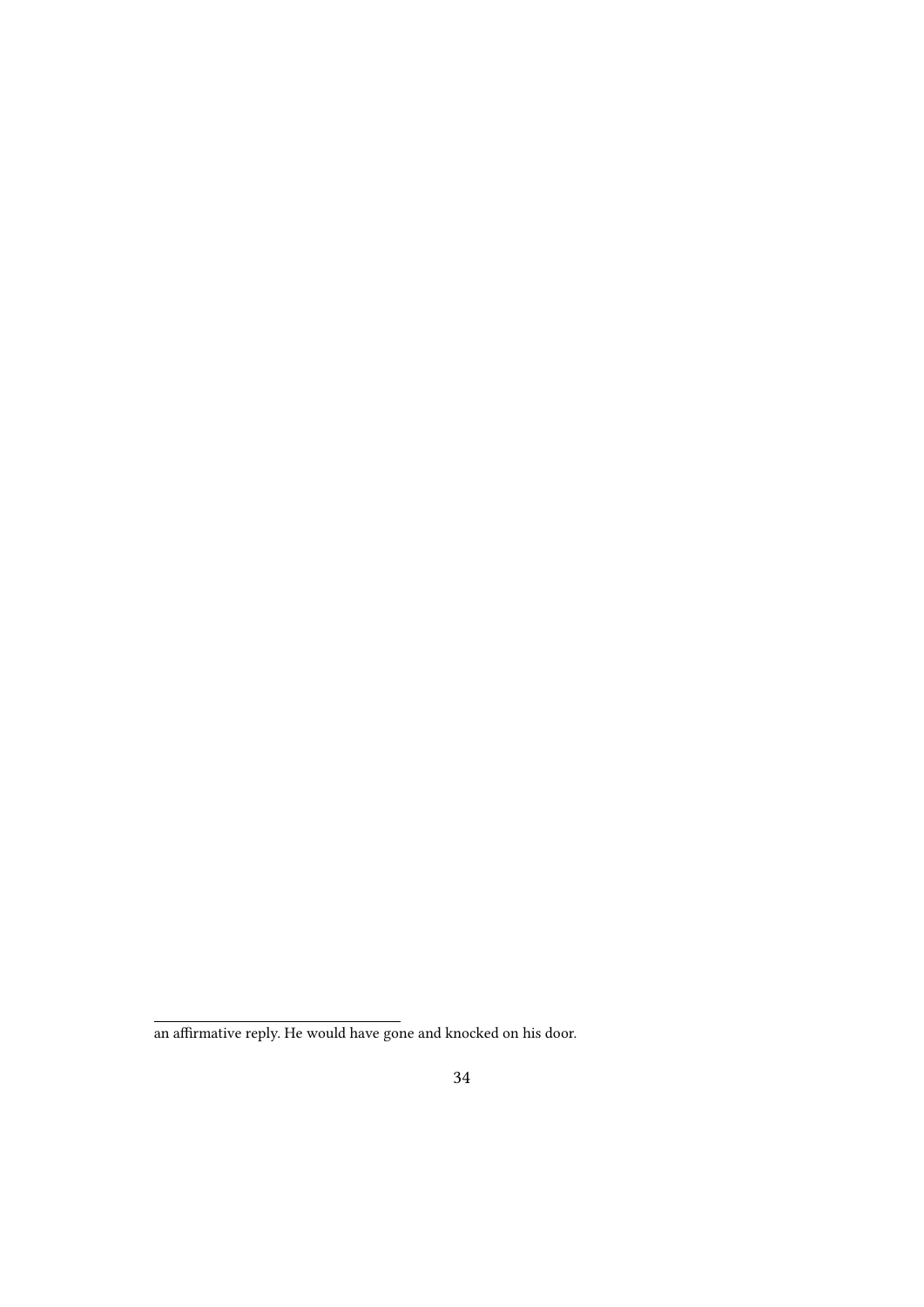an affirmative reply. He would have gone and knocked on his door.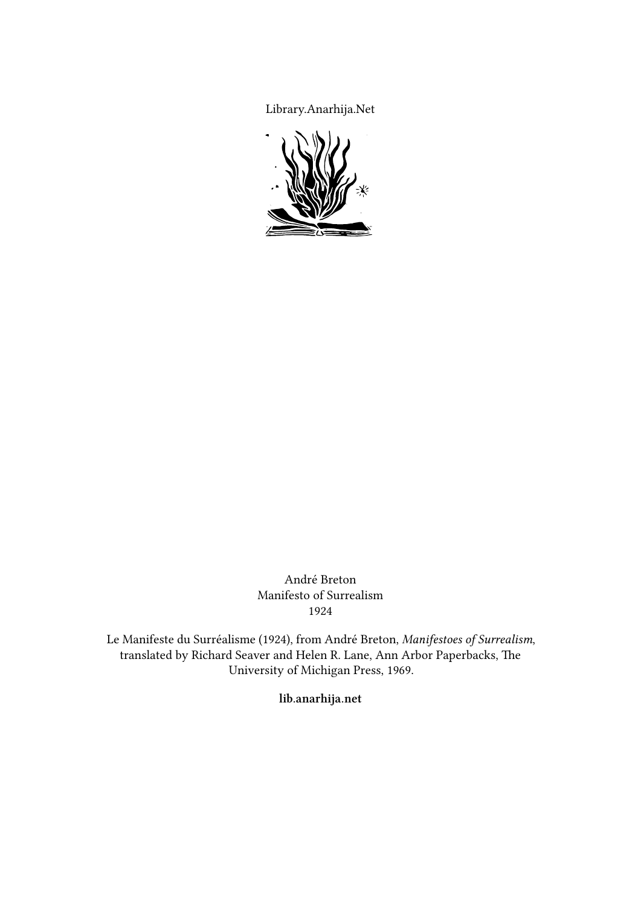Library.Anarhija.Net

André Breton
Manifesto of Surrealism
1924

Le Manifeste du Surréalisme (1924), from André Breton, *Manifestoes of Surrealism*, translated by Richard Seaver and Helen R. Lane, Ann Arbor Paperbacks, The University of Michigan Press, 1969.

**lib.anarhija.net**